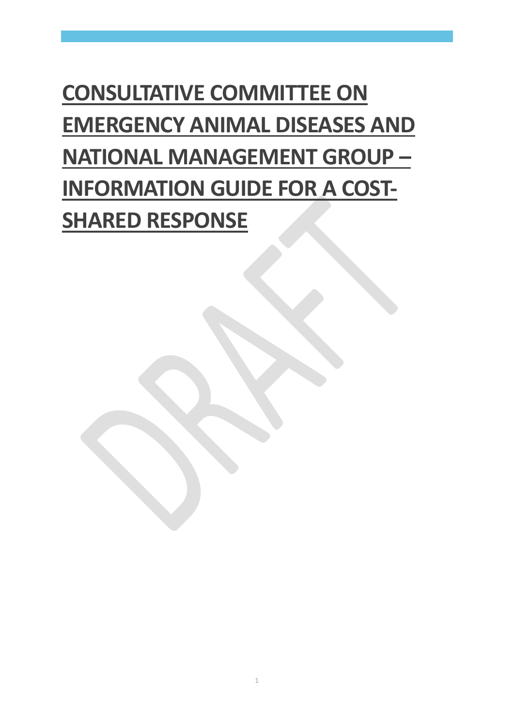# CONSULTATIVE COMMITTEE ON EMERGENCY ANIMAL DISEASES AND NATIONAL MANAGEMENT GROUP – INFORMATION GUIDE FOR A COST-SHARED RESPONSE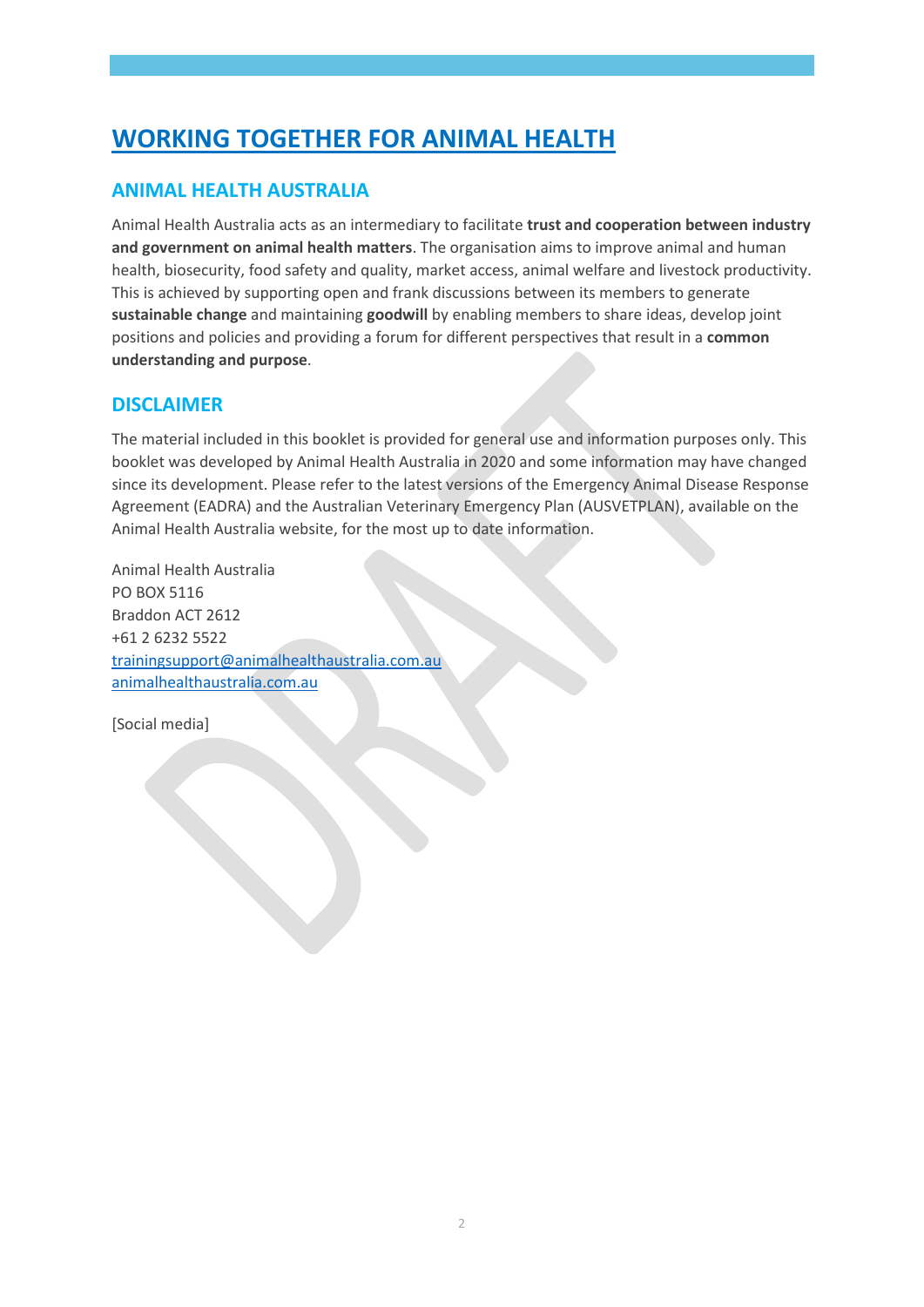# WORKING TOGETHER FOR ANIMAL HEALTH

## ANIMAL HEALTH AUSTRALIA

Animal Health Australia acts as an intermediary to facilitate **trust and cooperation between industry and government on animal health matters**. The organisation aims to improve animal and human health, biosecurity, food safety and quality, market access, animal welfare and livestock productivity. This is achieved by supporting open and frank discussions between its members to generate **sustainable change** and maintaining **goodwill** by enabling members to share ideas, develop joint positions and policies and providing a forum for different perspectives that result in a **common understanding and purpose**.

## DISCLAIMER

The material included in this booklet is provided for general use and information purposes only. This booklet was developed by Animal Health Australia in 2020 and some information may have changed since its development. Please refer to the latest versions of the Emergency Animal Disease Response Agreement (EADRA) and the Australian Veterinary Emergency Plan (AUSVETPLAN), available on the Animal Health Australia website, for the most up to date information.

Animal Health Australia
PO BOX 5116
Braddon ACT 2612
+61 2 6232 5522
trainingsupport@animalhealthaustralia.com.au
animalhealthaustralia.com.au

[Social media]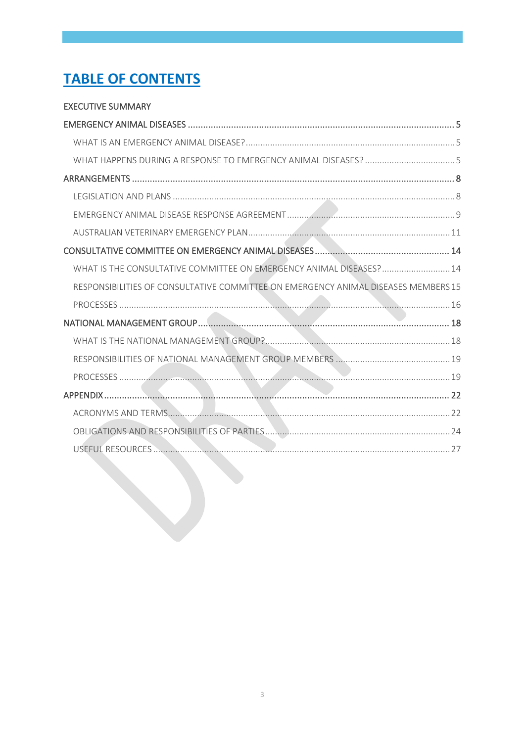# TABLE OF CONTENTS

EXECUTIVE SUMMARY

EMERGENCY ANIMAL DISEASES ........................................................................................................ 5

- WHAT IS AN EMERGENCY ANIMAL DISEASE? ..................................................................................... 5
- WHAT HAPPENS DURING A RESPONSE TO EMERGENCY ANIMAL DISEASES? ..................................... 5

ARRANGEMENTS .............................................................................................................................. 8

- LEGISLATION AND PLANS .................................................................................................................. 8
- EMERGENCY ANIMAL DISEASE RESPONSE AGREEMENT ..................................................................... 9
- AUSTRALIAN VETERINARY EMERGENCY PLAN .................................................................................. 11

CONSULTATIVE COMMITTEE ON EMERGENCY ANIMAL DISEASES ..................................................... 14

- WHAT IS THE CONSULTATIVE COMMITTEE ON EMERGENCY ANIMAL DISEASES? ............................ 14
- RESPONSIBILITIES OF CONSULTATIVE COMMITTEE ON EMERGENCY ANIMAL DISEASES MEMBERS 15
- PROCESSES ...................................................................................................................................... 16

NATIONAL MANAGEMENT GROUP .................................................................................................. 18

- WHAT IS THE NATIONAL MANAGEMENT GROUP? ........................................................................... 18
- RESPONSIBILITIES OF NATIONAL MANAGEMENT GROUP MEMBERS .............................................. 19
- PROCESSES ...................................................................................................................................... 19

APPENDIX ........................................................................................................................................ 22

- ACRONYMS AND TERMS ................................................................................................................... 22
- OBLIGATIONS AND RESPONSIBILITIES OF PARTIES ............................................................................ 24
- USEFUL RESOURCES ......................................................................................................................... 27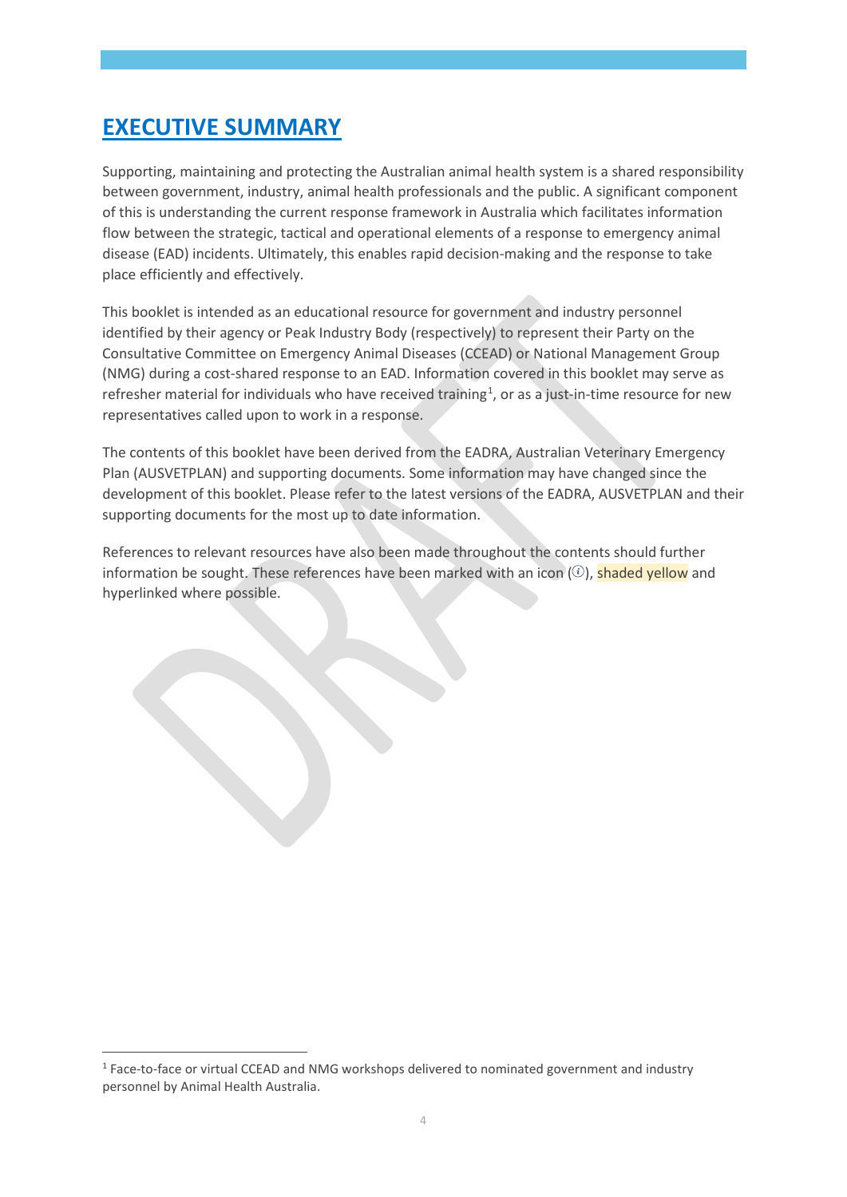# EXECUTIVE SUMMARY

Supporting, maintaining and protecting the Australian animal health system is a shared responsibility between government, industry, animal health professionals and the public. A significant component of this is understanding the current response framework in Australia which facilitates information flow between the strategic, tactical and operational elements of a response to emergency animal disease (EAD) incidents. Ultimately, this enables rapid decision-making and the response to take place efficiently and effectively.

This booklet is intended as an educational resource for government and industry personnel identified by their agency or Peak Industry Body (respectively) to represent their Party on the Consultative Committee on Emergency Animal Diseases (CCEAD) or National Management Group (NMG) during a cost-shared response to an EAD. Information covered in this booklet may serve as refresher material for individuals who have received training[1], or as a just-in-time resource for new representatives called upon to work in a response.

The contents of this booklet have been derived from the EADRA, Australian Veterinary Emergency Plan (AUSVETPLAN) and supporting documents. Some information may have changed since the development of this booklet. Please refer to the latest versions of the EADRA, AUSVETPLAN and their supporting documents for the most up to date information.

References to relevant resources have also been made throughout the contents should further information be sought. These references have been marked with an icon (ⓘ), shaded yellow and hyperlinked where possible.

[1] Face-to-face or virtual CCEAD and NMG workshops delivered to nominated government and industry personnel by Animal Health Australia.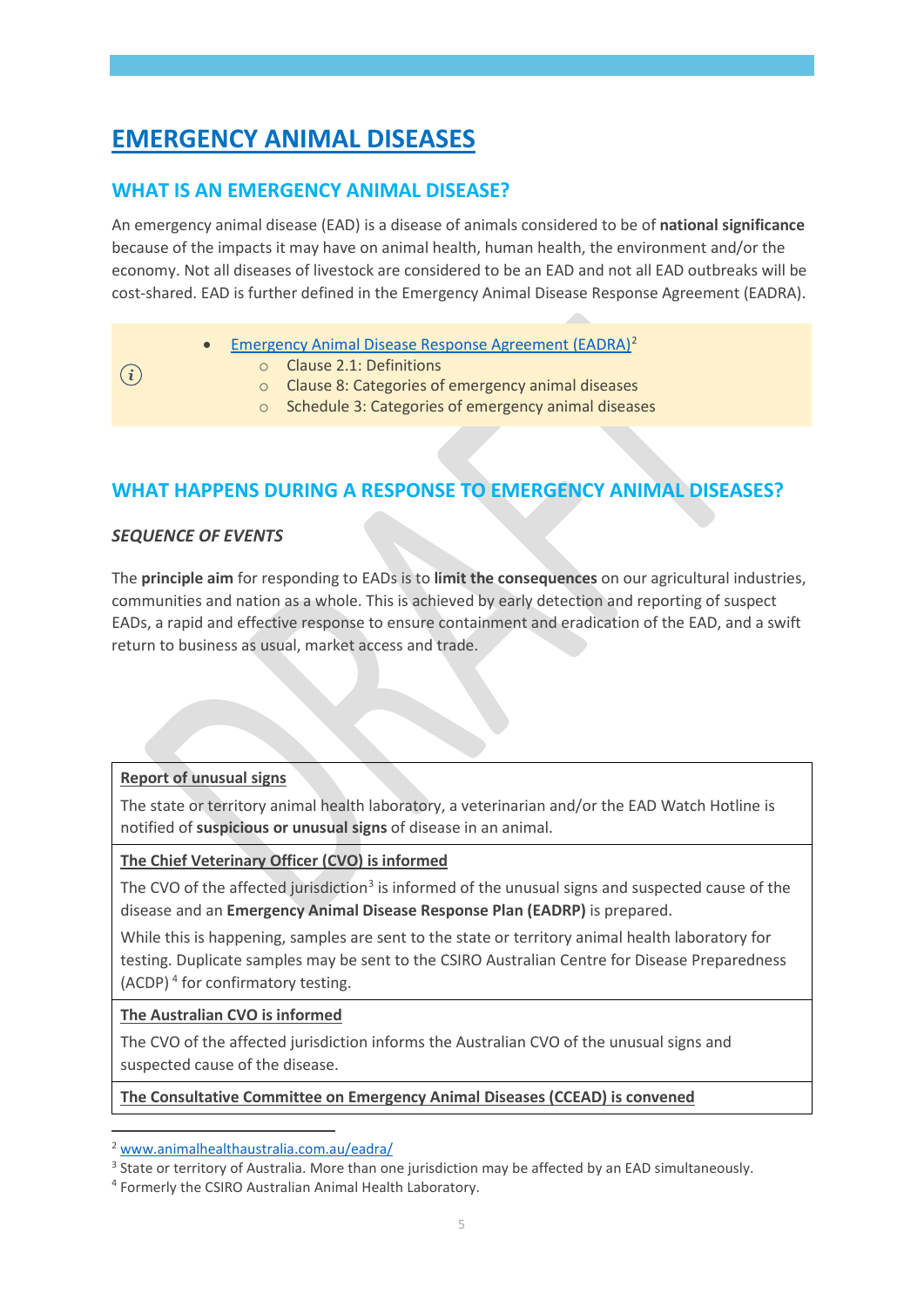# EMERGENCY ANIMAL DISEASES

## WHAT IS AN EMERGENCY ANIMAL DISEASE?

An emergency animal disease (EAD) is a disease of animals considered to be of **national significance** because of the impacts it may have on animal health, human health, the environment and/or the economy. Not all diseases of livestock are considered to be an EAD and not all EAD outbreaks will be cost-shared. EAD is further defined in the Emergency Animal Disease Response Agreement (EADRA).

- Emergency Animal Disease Response Agreement (EADRA)[2]
    - Clause 2.1: Definitions
    - Clause 8: Categories of emergency animal diseases
    - Schedule 3: Categories of emergency animal diseases

## WHAT HAPPENS DURING A RESPONSE TO EMERGENCY ANIMAL DISEASES?

### *SEQUENCE OF EVENTS*

The **principle aim** for responding to EADs is to **limit the consequences** on our agricultural industries, communities and nation as a whole. This is achieved by early detection and reporting of suspect EADs, a rapid and effective response to ensure containment and eradication of the EAD, and a swift return to business as usual, market access and trade.

| Report of unusual signs |
|---|
| The state or territory animal health laboratory, a veterinarian and/or the EAD Watch Hotline is notified of **suspicious or unusual signs** of disease in an animal. |
| **The Chief Veterinary Officer (CVO) is informed** |
| The CVO of the affected jurisdiction[3] is informed of the unusual signs and suspected cause of the disease and an **Emergency Animal Disease Response Plan (EADRP)** is prepared. While this is happening, samples are sent to the state or territory animal health laboratory for testing. Duplicate samples may be sent to the CSIRO Australian Centre for Disease Preparedness (ACDP)[4] for confirmatory testing. |
| **The Australian CVO is informed** |
| The CVO of the affected jurisdiction informs the Australian CVO of the unusual signs and suspected cause of the disease. |
| **The Consultative Committee on Emergency Animal Diseases (CCEAD) is convened** |

[2] www.animalhealthaustralia.com.au/eadra/
[3] State or territory of Australia. More than one jurisdiction may be affected by an EAD simultaneously.
[4] Formerly the CSIRO Australian Animal Health Laboratory.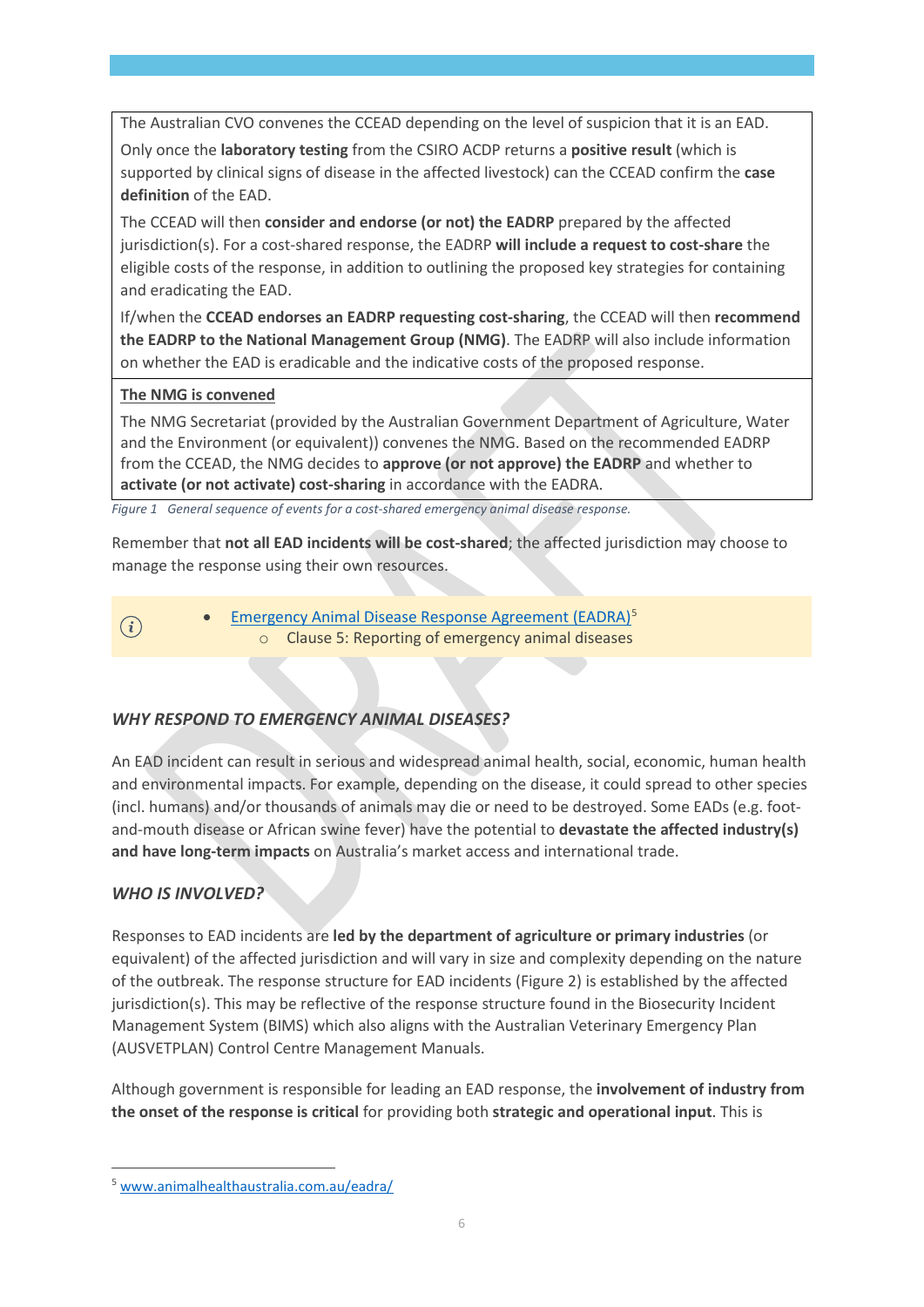The Australian CVO convenes the CCEAD depending on the level of suspicion that it is an EAD.

Only once the **laboratory testing** from the CSIRO ACDP returns a **positive result** (which is supported by clinical signs of disease in the affected livestock) can the CCEAD confirm the **case definition** of the EAD.

The CCEAD will then **consider and endorse (or not) the EADRP** prepared by the affected jurisdiction(s). For a cost-shared response, the EADRP **will include a request to cost-share** the eligible costs of the response, in addition to outlining the proposed key strategies for containing and eradicating the EAD.

If/when the **CCEAD endorses an EADRP requesting cost-sharing**, the CCEAD will then **recommend the EADRP to the National Management Group (NMG)**. The EADRP will also include information on whether the EAD is eradicable and the indicative costs of the proposed response.

**The NMG is convened**

The NMG Secretariat (provided by the Australian Government Department of Agriculture, Water and the Environment (or equivalent)) convenes the NMG. Based on the recommended EADRP from the CCEAD, the NMG decides to **approve (or not approve) the EADRP** and whether to **activate (or not activate) cost-sharing** in accordance with the EADRA.

*Figure 1 General sequence of events for a cost-shared emergency animal disease response.*

Remember that **not all EAD incidents will be cost-shared**; the affected jurisdiction may choose to manage the response using their own resources.

- Emergency Animal Disease Response Agreement (EADRA)[5]
  - Clause 5: Reporting of emergency animal diseases

### *WHY RESPOND TO EMERGENCY ANIMAL DISEASES?*

An EAD incident can result in serious and widespread animal health, social, economic, human health and environmental impacts. For example, depending on the disease, it could spread to other species (incl. humans) and/or thousands of animals may die or need to be destroyed. Some EADs (e.g. foot-and-mouth disease or African swine fever) have the potential to **devastate the affected industry(s) and have long-term impacts** on Australia's market access and international trade.

### *WHO IS INVOLVED?*

Responses to EAD incidents are **led by the department of agriculture or primary industries** (or equivalent) of the affected jurisdiction and will vary in size and complexity depending on the nature of the outbreak. The response structure for EAD incidents (Figure 2) is established by the affected jurisdiction(s). This may be reflective of the response structure found in the Biosecurity Incident Management System (BIMS) which also aligns with the Australian Veterinary Emergency Plan (AUSVETPLAN) Control Centre Management Manuals.

Although government is responsible for leading an EAD response, the **involvement of industry from the onset of the response is critical** for providing both **strategic and operational input**. This is

[5] www.animalhealthaustralia.com.au/eadra/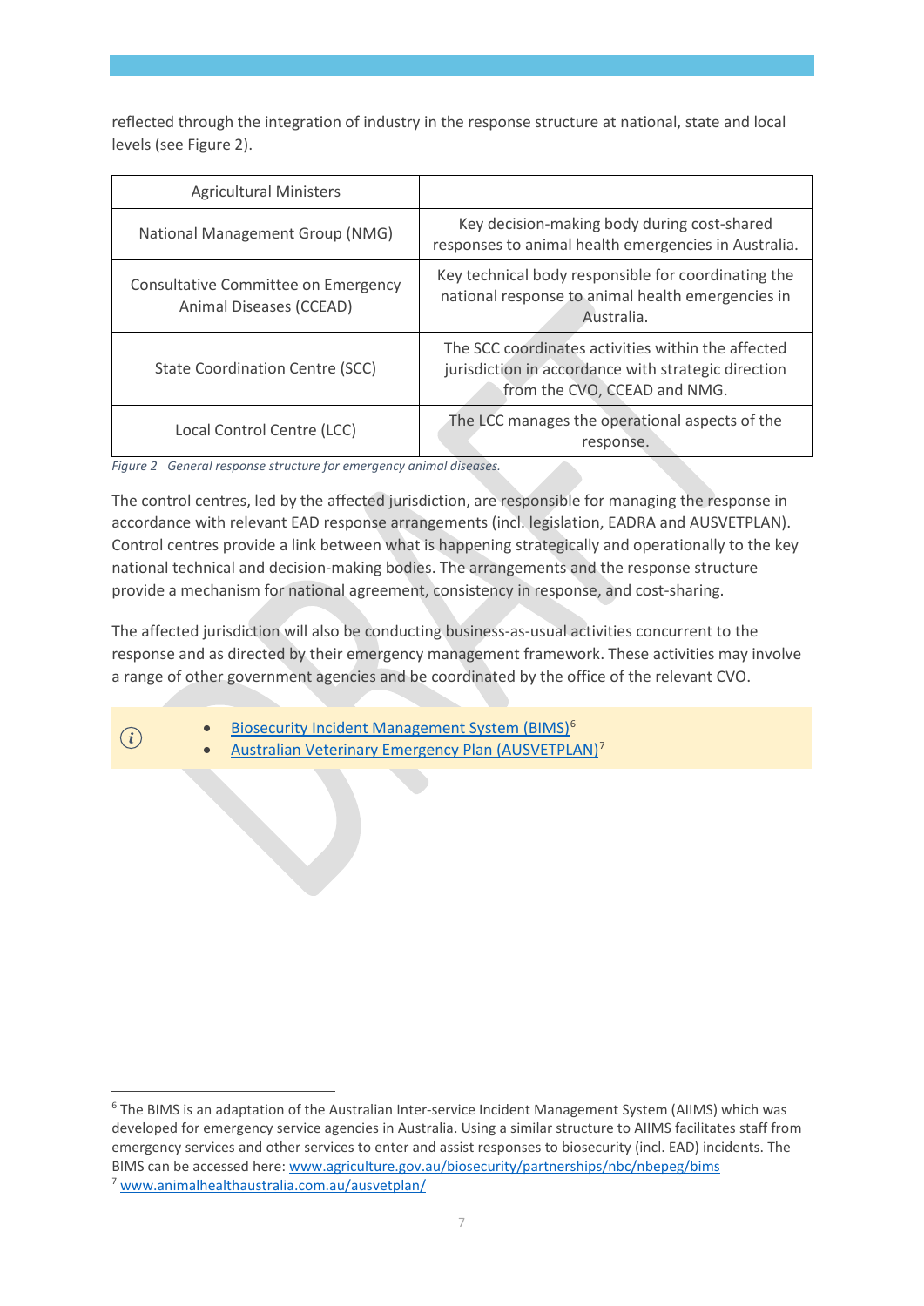reflected through the integration of industry in the response structure at national, state and local levels (see Figure 2).

| Agricultural Ministers | |
|---|---|
| National Management Group (NMG) | Key decision-making body during cost-shared responses to animal health emergencies in Australia. |
| Consultative Committee on Emergency Animal Diseases (CCEAD) | Key technical body responsible for coordinating the national response to animal health emergencies in Australia. |
| State Coordination Centre (SCC) | The SCC coordinates activities within the affected jurisdiction in accordance with strategic direction from the CVO, CCEAD and NMG. |
| Local Control Centre (LCC) | The LCC manages the operational aspects of the response. |

*Figure 2 General response structure for emergency animal diseases.*

The control centres, led by the affected jurisdiction, are responsible for managing the response in accordance with relevant EAD response arrangements (incl. legislation, EADRA and AUSVETPLAN). Control centres provide a link between what is happening strategically and operationally to the key national technical and decision-making bodies. The arrangements and the response structure provide a mechanism for national agreement, consistency in response, and cost-sharing.

The affected jurisdiction will also be conducting business-as-usual activities concurrent to the response and as directed by their emergency management framework. These activities may involve a range of other government agencies and be coordinated by the office of the relevant CVO.

- Biosecurity Incident Management System (BIMS)[6]
- Australian Veterinary Emergency Plan (AUSVETPLAN)[7]

---

[6] The BIMS is an adaptation of the Australian Inter-service Incident Management System (AIIMS) which was developed for emergency service agencies in Australia. Using a similar structure to AIIMS facilitates staff from emergency services and other services to enter and assist responses to biosecurity (incl. EAD) incidents. The BIMS can be accessed here: www.agriculture.gov.au/biosecurity/partnerships/nbc/nbepeg/bims

[7] www.animalhealthaustralia.com.au/ausvetplan/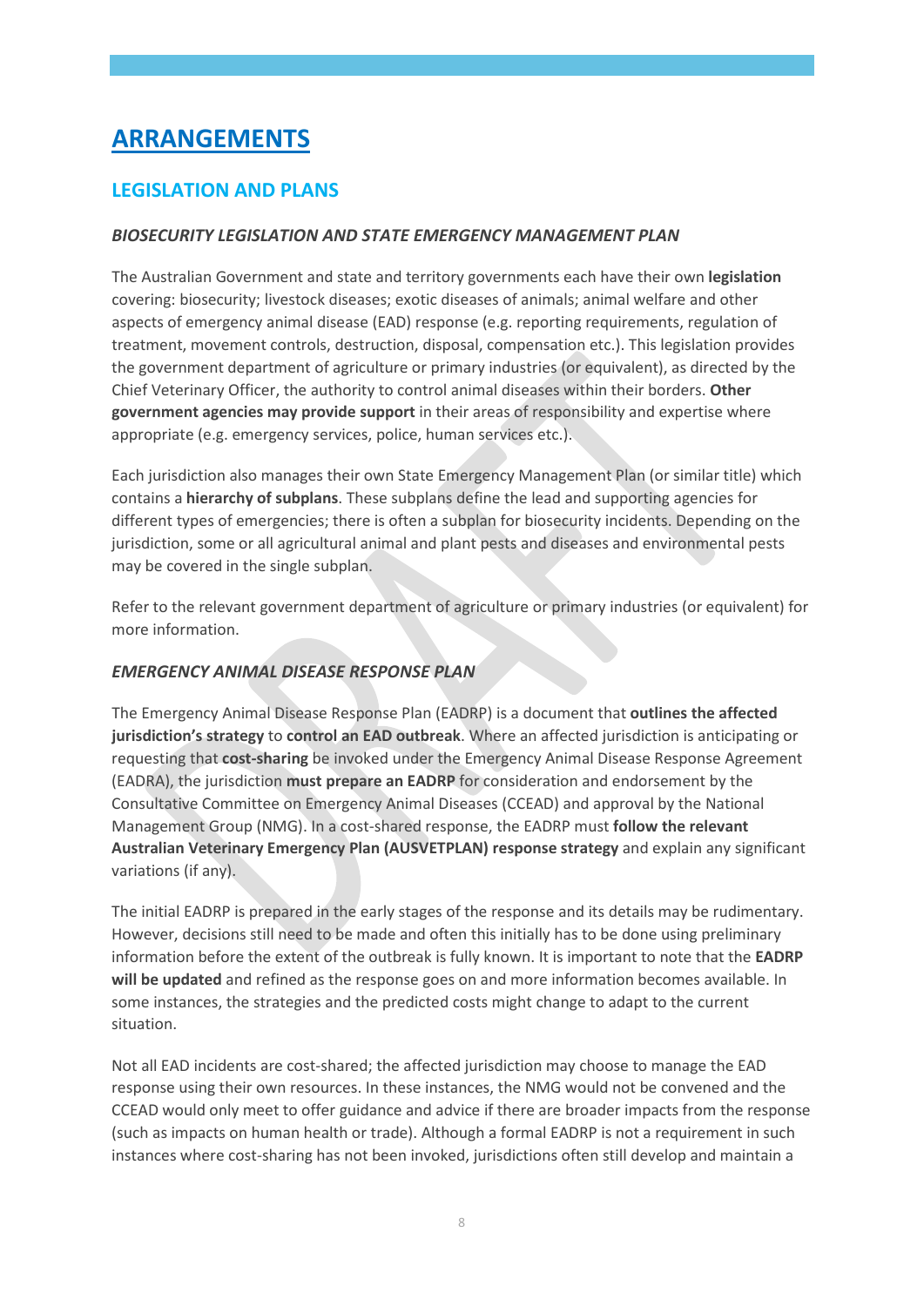# ARRANGEMENTS

## LEGISLATION AND PLANS

### *BIOSECURITY LEGISLATION AND STATE EMERGENCY MANAGEMENT PLAN*

The Australian Government and state and territory governments each have their own **legislation** covering: biosecurity; livestock diseases; exotic diseases of animals; animal welfare and other aspects of emergency animal disease (EAD) response (e.g. reporting requirements, regulation of treatment, movement controls, destruction, disposal, compensation etc.). This legislation provides the government department of agriculture or primary industries (or equivalent), as directed by the Chief Veterinary Officer, the authority to control animal diseases within their borders. **Other government agencies may provide support** in their areas of responsibility and expertise where appropriate (e.g. emergency services, police, human services etc.).

Each jurisdiction also manages their own State Emergency Management Plan (or similar title) which contains a **hierarchy of subplans**. These subplans define the lead and supporting agencies for different types of emergencies; there is often a subplan for biosecurity incidents. Depending on the jurisdiction, some or all agricultural animal and plant pests and diseases and environmental pests may be covered in the single subplan.

Refer to the relevant government department of agriculture or primary industries (or equivalent) for more information.

### *EMERGENCY ANIMAL DISEASE RESPONSE PLAN*

The Emergency Animal Disease Response Plan (EADRP) is a document that **outlines the affected jurisdiction's strategy** to **control an EAD outbreak**. Where an affected jurisdiction is anticipating or requesting that **cost-sharing** be invoked under the Emergency Animal Disease Response Agreement (EADRA), the jurisdiction **must prepare an EADRP** for consideration and endorsement by the Consultative Committee on Emergency Animal Diseases (CCEAD) and approval by the National Management Group (NMG). In a cost-shared response, the EADRP must **follow the relevant Australian Veterinary Emergency Plan (AUSVETPLAN) response strategy** and explain any significant variations (if any).

The initial EADRP is prepared in the early stages of the response and its details may be rudimentary. However, decisions still need to be made and often this initially has to be done using preliminary information before the extent of the outbreak is fully known. It is important to note that the **EADRP will be updated** and refined as the response goes on and more information becomes available. In some instances, the strategies and the predicted costs might change to adapt to the current situation.

Not all EAD incidents are cost-shared; the affected jurisdiction may choose to manage the EAD response using their own resources. In these instances, the NMG would not be convened and the CCEAD would only meet to offer guidance and advice if there are broader impacts from the response (such as impacts on human health or trade). Although a formal EADRP is not a requirement in such instances where cost-sharing has not been invoked, jurisdictions often still develop and maintain a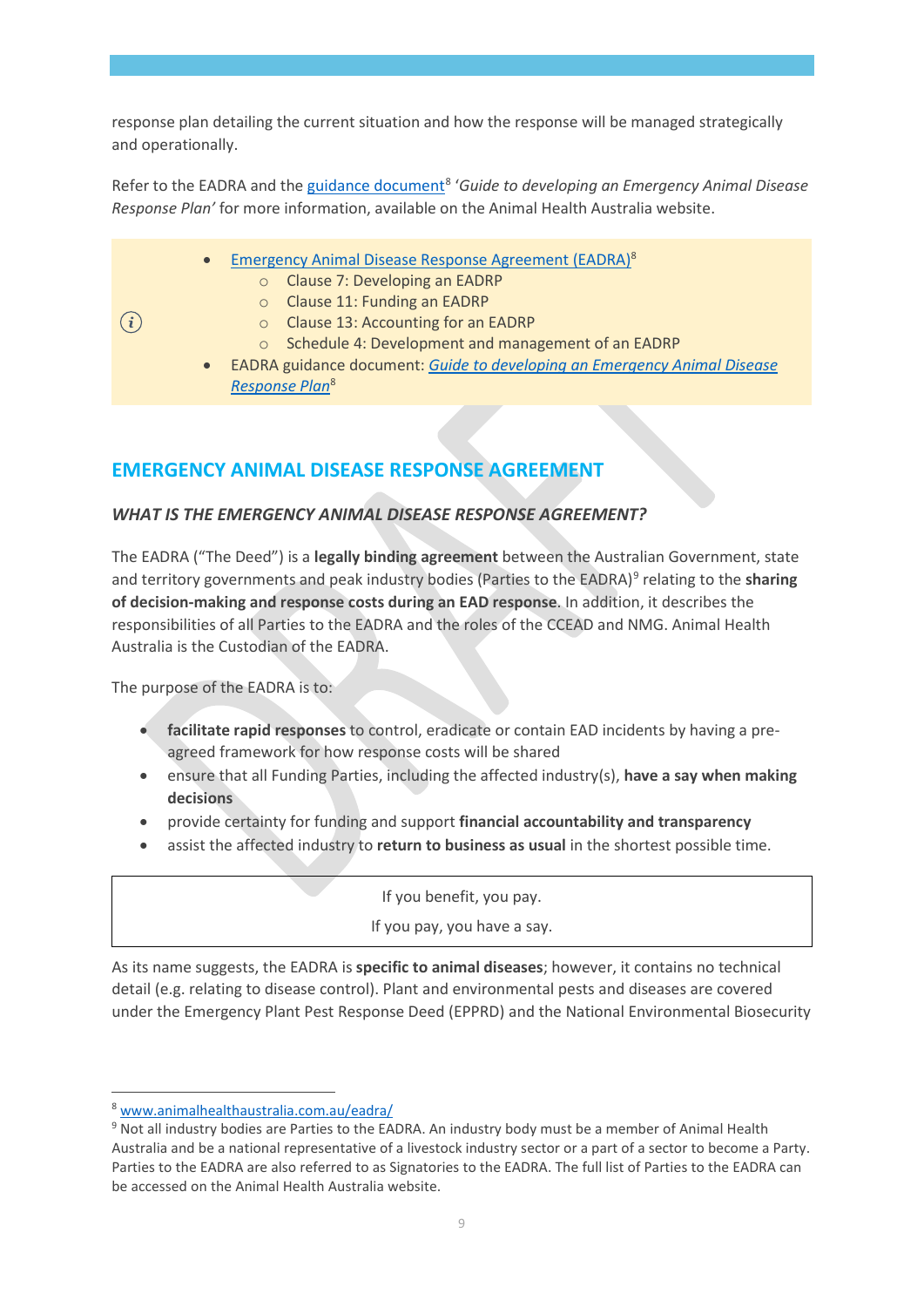response plan detailing the current situation and how the response will be managed strategically and operationally.

Refer to the EADRA and the guidance document[8] *'Guide to developing an Emergency Animal Disease Response Plan'* for more information, available on the Animal Health Australia website.

- Emergency Animal Disease Response Agreement (EADRA)[8]
  - Clause 7: Developing an EADRP
  - Clause 11: Funding an EADRP
  - Clause 13: Accounting for an EADRP
  - Schedule 4: Development and management of an EADRP
- EADRA guidance document: *Guide to developing an Emergency Animal Disease Response Plan*[8]

## EMERGENCY ANIMAL DISEASE RESPONSE AGREEMENT

### *WHAT IS THE EMERGENCY ANIMAL DISEASE RESPONSE AGREEMENT?*

The EADRA ("The Deed") is a **legally binding agreement** between the Australian Government, state and territory governments and peak industry bodies (Parties to the EADRA)[9] relating to the **sharing of decision-making and response costs during an EAD response**. In addition, it describes the responsibilities of all Parties to the EADRA and the roles of the CCEAD and NMG. Animal Health Australia is the Custodian of the EADRA.

The purpose of the EADRA is to:

- **facilitate rapid responses** to control, eradicate or contain EAD incidents by having a pre-agreed framework for how response costs will be shared
- ensure that all Funding Parties, including the affected industry(s), **have a say when making decisions**
- provide certainty for funding and support **financial accountability and transparency**
- assist the affected industry to **return to business as usual** in the shortest possible time.

> If you benefit, you pay.
>
> If you pay, you have a say.

As its name suggests, the EADRA is **specific to animal diseases**; however, it contains no technical detail (e.g. relating to disease control). Plant and environmental pests and diseases are covered under the Emergency Plant Pest Response Deed (EPPRD) and the National Environmental Biosecurity

---

[8] www.animalhealthaustralia.com.au/eadra/

[9] Not all industry bodies are Parties to the EADRA. An industry body must be a member of Animal Health Australia and be a national representative of a livestock industry sector or a part of a sector to become a Party. Parties to the EADRA are also referred to as Signatories to the EADRA. The full list of Parties to the EADRA can be accessed on the Animal Health Australia website.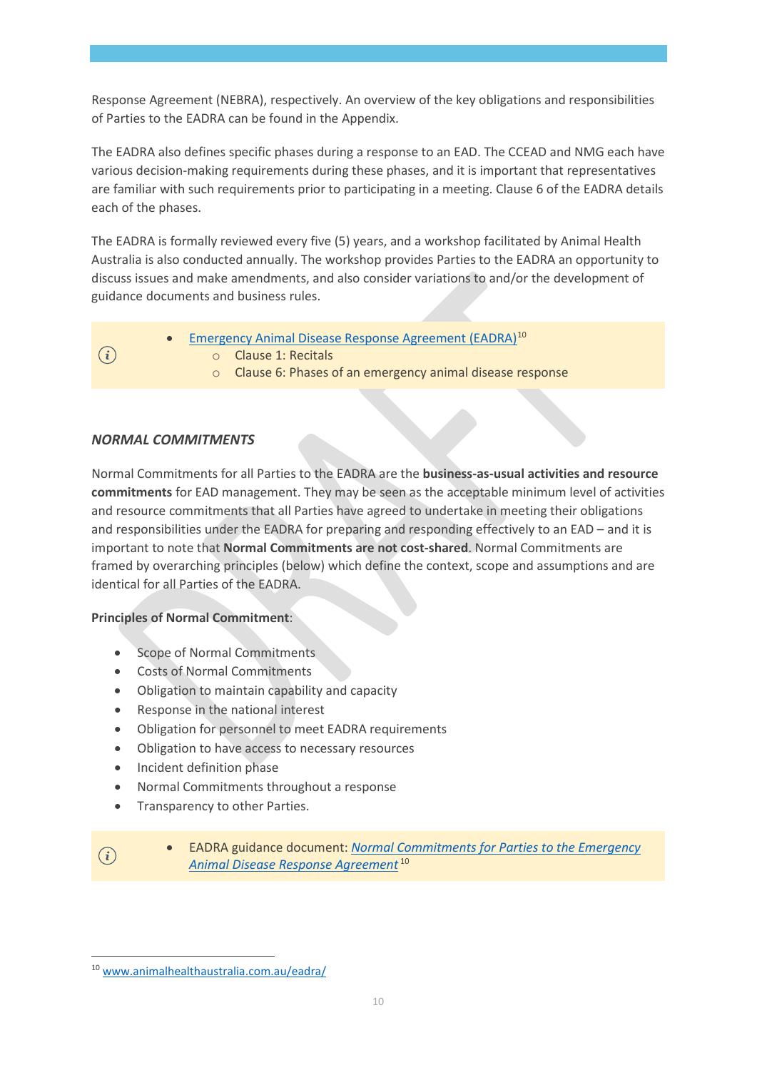Response Agreement (NEBRA), respectively. An overview of the key obligations and responsibilities of Parties to the EADRA can be found in the Appendix.

The EADRA also defines specific phases during a response to an EAD. The CCEAD and NMG each have various decision-making requirements during these phases, and it is important that representatives are familiar with such requirements prior to participating in a meeting. Clause 6 of the EADRA details each of the phases.

The EADRA is formally reviewed every five (5) years, and a workshop facilitated by Animal Health Australia is also conducted annually. The workshop provides Parties to the EADRA an opportunity to discuss issues and make amendments, and also consider variations to and/or the development of guidance documents and business rules.

- Emergency Animal Disease Response Agreement (EADRA)[10]
  - Clause 1: Recitals
  - Clause 6: Phases of an emergency animal disease response

### *NORMAL COMMITMENTS*

Normal Commitments for all Parties to the EADRA are the **business-as-usual activities and resource commitments** for EAD management. They may be seen as the acceptable minimum level of activities and resource commitments that all Parties have agreed to undertake in meeting their obligations and responsibilities under the EADRA for preparing and responding effectively to an EAD – and it is important to note that **Normal Commitments are not cost-shared**. Normal Commitments are framed by overarching principles (below) which define the context, scope and assumptions and are identical for all Parties of the EADRA.

**Principles of Normal Commitment**:

- Scope of Normal Commitments
- Costs of Normal Commitments
- Obligation to maintain capability and capacity
- Response in the national interest
- Obligation for personnel to meet EADRA requirements
- Obligation to have access to necessary resources
- Incident definition phase
- Normal Commitments throughout a response
- Transparency to other Parties.

- EADRA guidance document: *Normal Commitments for Parties to the Emergency Animal Disease Response Agreement*[10]

[10] www.animalhealthaustralia.com.au/eadra/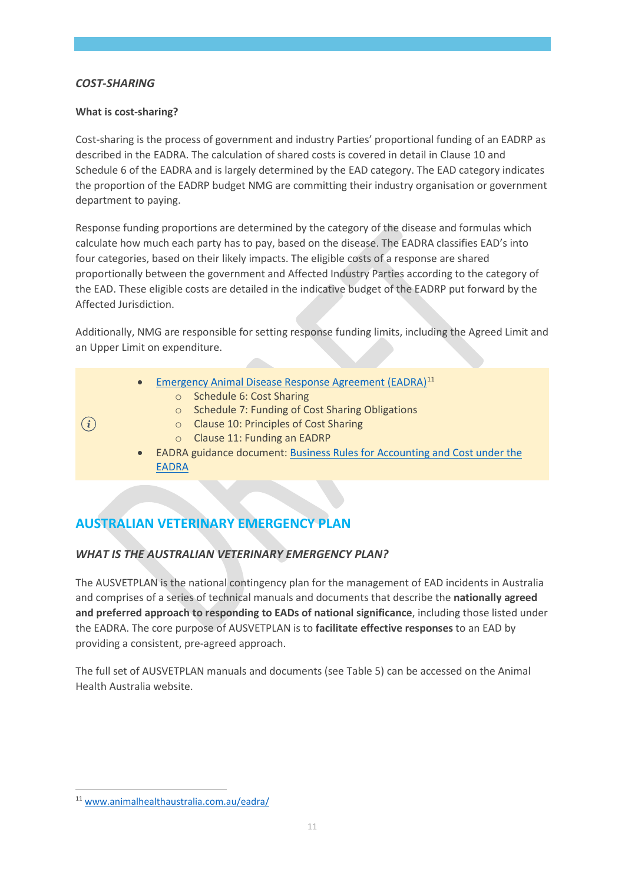### *COST-SHARING*

**What is cost-sharing?**

Cost-sharing is the process of government and industry Parties' proportional funding of an EADRP as described in the EADRA. The calculation of shared costs is covered in detail in Clause 10 and Schedule 6 of the EADRA and is largely determined by the EAD category. The EAD category indicates the proportion of the EADRP budget NMG are committing their industry organisation or government department to paying.

Response funding proportions are determined by the category of the disease and formulas which calculate how much each party has to pay, based on the disease. The EADRA classifies EAD's into four categories, based on their likely impacts. The eligible costs of a response are shared proportionally between the government and Affected Industry Parties according to the category of the EAD. These eligible costs are detailed in the indicative budget of the EADRP put forward by the Affected Jurisdiction.

Additionally, NMG are responsible for setting response funding limits, including the Agreed Limit and an Upper Limit on expenditure.

- Emergency Animal Disease Response Agreement (EADRA)[11]
  - Schedule 6: Cost Sharing
  - Schedule 7: Funding of Cost Sharing Obligations
  - Clause 10: Principles of Cost Sharing
  - Clause 11: Funding an EADRP
- EADRA guidance document: Business Rules for Accounting and Cost under the EADRA

## AUSTRALIAN VETERINARY EMERGENCY PLAN

### *WHAT IS THE AUSTRALIAN VETERINARY EMERGENCY PLAN?*

The AUSVETPLAN is the national contingency plan for the management of EAD incidents in Australia and comprises of a series of technical manuals and documents that describe the **nationally agreed and preferred approach to responding to EADs of national significance**, including those listed under the EADRA. The core purpose of AUSVETPLAN is to **facilitate effective responses** to an EAD by providing a consistent, pre-agreed approach.

The full set of AUSVETPLAN manuals and documents (see Table 5) can be accessed on the Animal Health Australia website.

[11] www.animalhealthaustralia.com.au/eadra/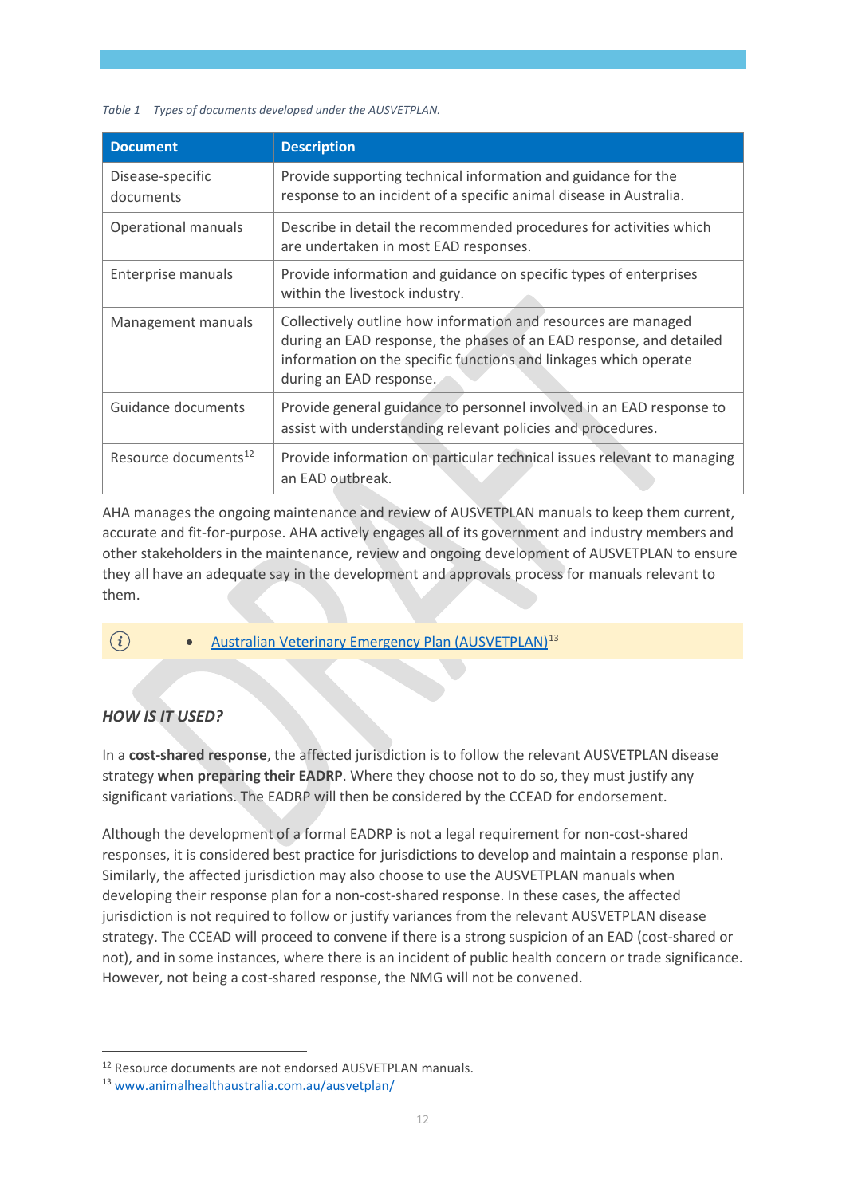*Table 1 Types of documents developed under the AUSVETPLAN.*

| Document | Description |
| --- | --- |
| Disease-specific documents | Provide supporting technical information and guidance for the response to an incident of a specific animal disease in Australia. |
| Operational manuals | Describe in detail the recommended procedures for activities which are undertaken in most EAD responses. |
| Enterprise manuals | Provide information and guidance on specific types of enterprises within the livestock industry. |
| Management manuals | Collectively outline how information and resources are managed during an EAD response, the phases of an EAD response, and detailed information on the specific functions and linkages which operate during an EAD response. |
| Guidance documents | Provide general guidance to personnel involved in an EAD response to assist with understanding relevant policies and procedures. |
| Resource documents[12] | Provide information on particular technical issues relevant to managing an EAD outbreak. |

AHA manages the ongoing maintenance and review of AUSVETPLAN manuals to keep them current, accurate and fit-for-purpose. AHA actively engages all of its government and industry members and other stakeholders in the maintenance, review and ongoing development of AUSVETPLAN to ensure they all have an adequate say in the development and approvals process for manuals relevant to them.

- Australian Veterinary Emergency Plan (AUSVETPLAN)[13]

### *HOW IS IT USED?*

In a **cost-shared response**, the affected jurisdiction is to follow the relevant AUSVETPLAN disease strategy **when preparing their EADRP**. Where they choose not to do so, they must justify any significant variations. The EADRP will then be considered by the CCEAD for endorsement.

Although the development of a formal EADRP is not a legal requirement for non-cost-shared responses, it is considered best practice for jurisdictions to develop and maintain a response plan. Similarly, the affected jurisdiction may also choose to use the AUSVETPLAN manuals when developing their response plan for a non-cost-shared response. In these cases, the affected jurisdiction is not required to follow or justify variances from the relevant AUSVETPLAN disease strategy. The CCEAD will proceed to convene if there is a strong suspicion of an EAD (cost-shared or not), and in some instances, where there is an incident of public health concern or trade significance. However, not being a cost-shared response, the NMG will not be convened.

[12] Resource documents are not endorsed AUSVETPLAN manuals.

[13] www.animalhealthaustralia.com.au/ausvetplan/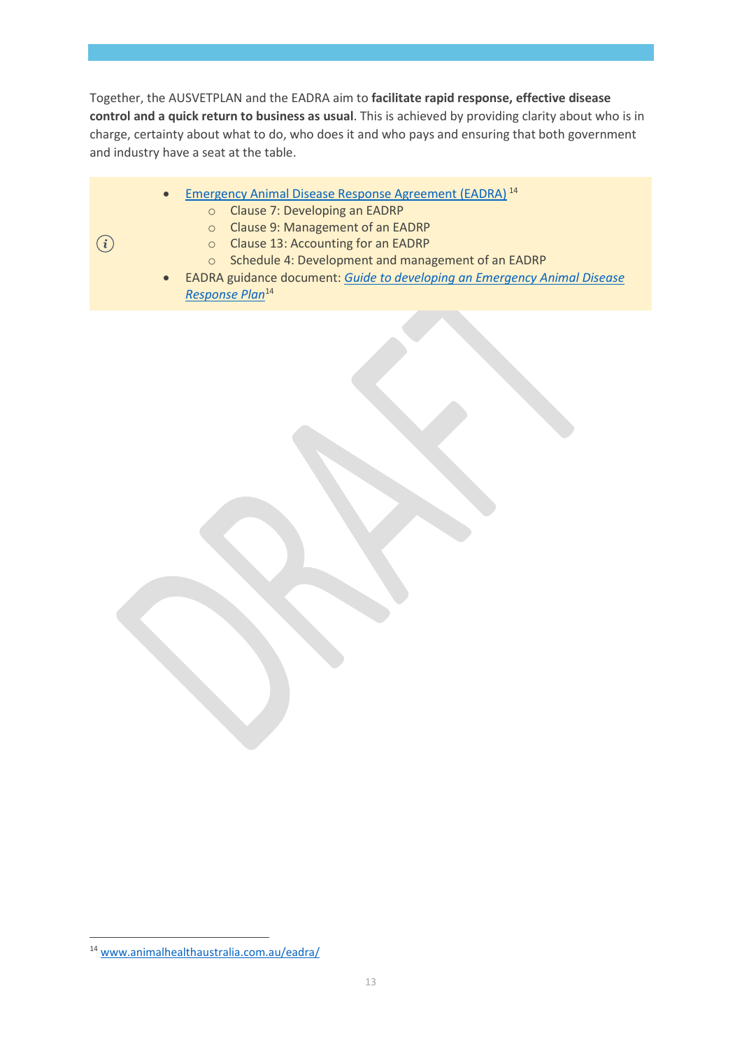Together, the AUSVETPLAN and the EADRA aim to **facilitate rapid response, effective disease control and a quick return to business as usual**. This is achieved by providing clarity about who is in charge, certainty about what to do, who does it and who pays and ensuring that both government and industry have a seat at the table.

- Emergency Animal Disease Response Agreement (EADRA)[14]
  - Clause 7: Developing an EADRP
  - Clause 9: Management of an EADRP
  - Clause 13: Accounting for an EADRP
  - Schedule 4: Development and management of an EADRP
- EADRA guidance document: *Guide to developing an Emergency Animal Disease Response Plan*[14]

[14] www.animalhealthaustralia.com.au/eadra/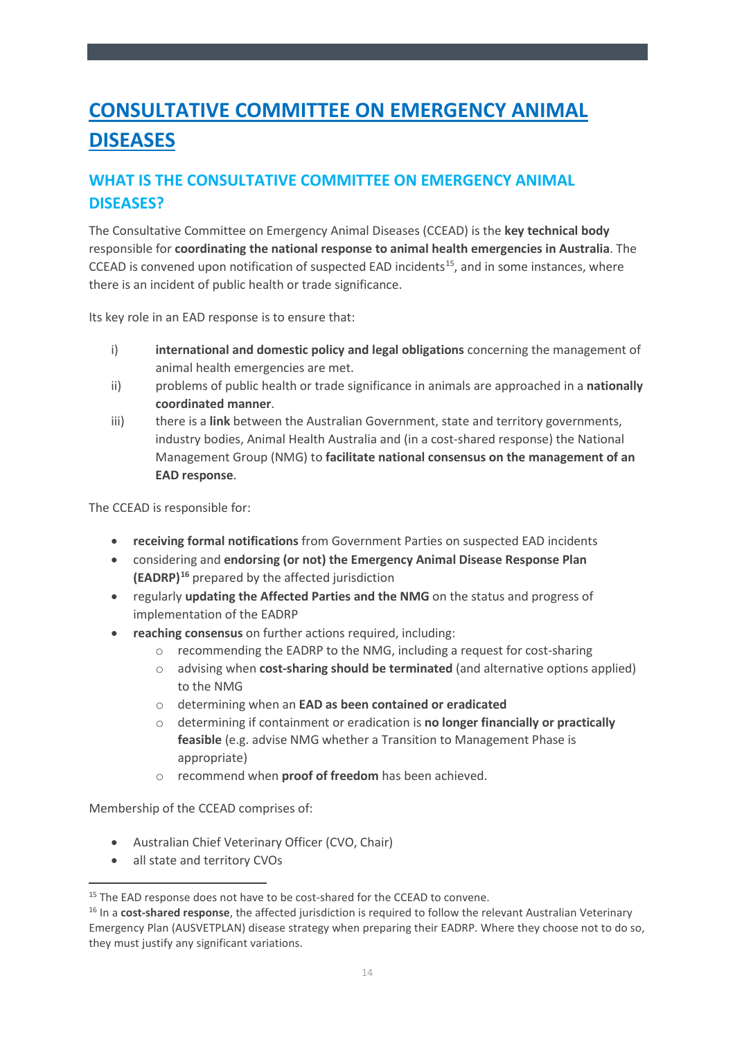# CONSULTATIVE COMMITTEE ON EMERGENCY ANIMAL DISEASES

## WHAT IS THE CONSULTATIVE COMMITTEE ON EMERGENCY ANIMAL DISEASES?

The Consultative Committee on Emergency Animal Diseases (CCEAD) is the **key technical body** responsible for **coordinating the national response to animal health emergencies in Australia**. The CCEAD is convened upon notification of suspected EAD incidents[15], and in some instances, where there is an incident of public health or trade significance.

Its key role in an EAD response is to ensure that:

i) **international and domestic policy and legal obligations** concerning the management of animal health emergencies are met.

ii) problems of public health or trade significance in animals are approached in a **nationally coordinated manner**.

iii) there is a **link** between the Australian Government, state and territory governments, industry bodies, Animal Health Australia and (in a cost-shared response) the National Management Group (NMG) to **facilitate national consensus on the management of an EAD response**.

The CCEAD is responsible for:

- **receiving formal notifications** from Government Parties on suspected EAD incidents
- considering and **endorsing (or not) the Emergency Animal Disease Response Plan (EADRP)**[16] prepared by the affected jurisdiction
- regularly **updating the Affected Parties and the NMG** on the status and progress of implementation of the EADRP
- **reaching consensus** on further actions required, including:
  - recommending the EADRP to the NMG, including a request for cost-sharing
  - advising when **cost-sharing should be terminated** (and alternative options applied) to the NMG
  - determining when an **EAD as been contained or eradicated**
  - determining if containment or eradication is **no longer financially or practically feasible** (e.g. advise NMG whether a Transition to Management Phase is appropriate)
  - recommend when **proof of freedom** has been achieved.

Membership of the CCEAD comprises of:

- Australian Chief Veterinary Officer (CVO, Chair)
- all state and territory CVOs

---

[15] The EAD response does not have to be cost-shared for the CCEAD to convene.

[16] In a **cost-shared response**, the affected jurisdiction is required to follow the relevant Australian Veterinary Emergency Plan (AUSVETPLAN) disease strategy when preparing their EADRP. Where they choose not to do so, they must justify any significant variations.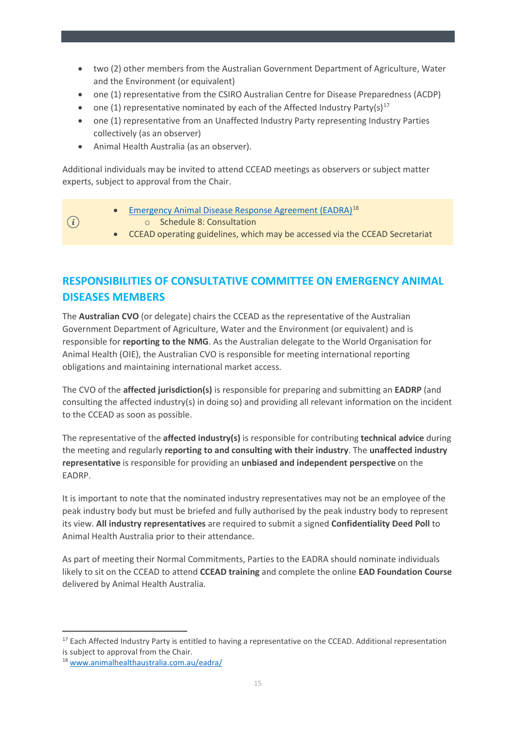- two (2) other members from the Australian Government Department of Agriculture, Water and the Environment (or equivalent)
- one (1) representative from the CSIRO Australian Centre for Disease Preparedness (ACDP)
- one (1) representative nominated by each of the Affected Industry Party(s)[17]
- one (1) representative from an Unaffected Industry Party representing Industry Parties collectively (as an observer)
- Animal Health Australia (as an observer).

Additional individuals may be invited to attend CCEAD meetings as observers or subject matter experts, subject to approval from the Chair.

> - Emergency Animal Disease Response Agreement (EADRA)[18]
>     - Schedule 8: Consultation
> - CCEAD operating guidelines, which may be accessed via the CCEAD Secretariat

## RESPONSIBILITIES OF CONSULTATIVE COMMITTEE ON EMERGENCY ANIMAL DISEASES MEMBERS

The **Australian CVO** (or delegate) chairs the CCEAD as the representative of the Australian Government Department of Agriculture, Water and the Environment (or equivalent) and is responsible for **reporting to the NMG**. As the Australian delegate to the World Organisation for Animal Health (OIE), the Australian CVO is responsible for meeting international reporting obligations and maintaining international market access.

The CVO of the **affected jurisdiction(s)** is responsible for preparing and submitting an **EADRP** (and consulting the affected industry(s) in doing so) and providing all relevant information on the incident to the CCEAD as soon as possible.

The representative of the **affected industry(s)** is responsible for contributing **technical advice** during the meeting and regularly **reporting to and consulting with their industry**. The **unaffected industry representative** is responsible for providing an **unbiased and independent perspective** on the EADRP.

It is important to note that the nominated industry representatives may not be an employee of the peak industry body but must be briefed and fully authorised by the peak industry body to represent its view. **All industry representatives** are required to submit a signed **Confidentiality Deed Poll** to Animal Health Australia prior to their attendance.

As part of meeting their Normal Commitments, Parties to the EADRA should nominate individuals likely to sit on the CCEAD to attend **CCEAD training** and complete the online **EAD Foundation Course** delivered by Animal Health Australia.

---

[17] Each Affected Industry Party is entitled to having a representative on the CCEAD. Additional representation is subject to approval from the Chair.

[18] www.animalhealthaustralia.com.au/eadra/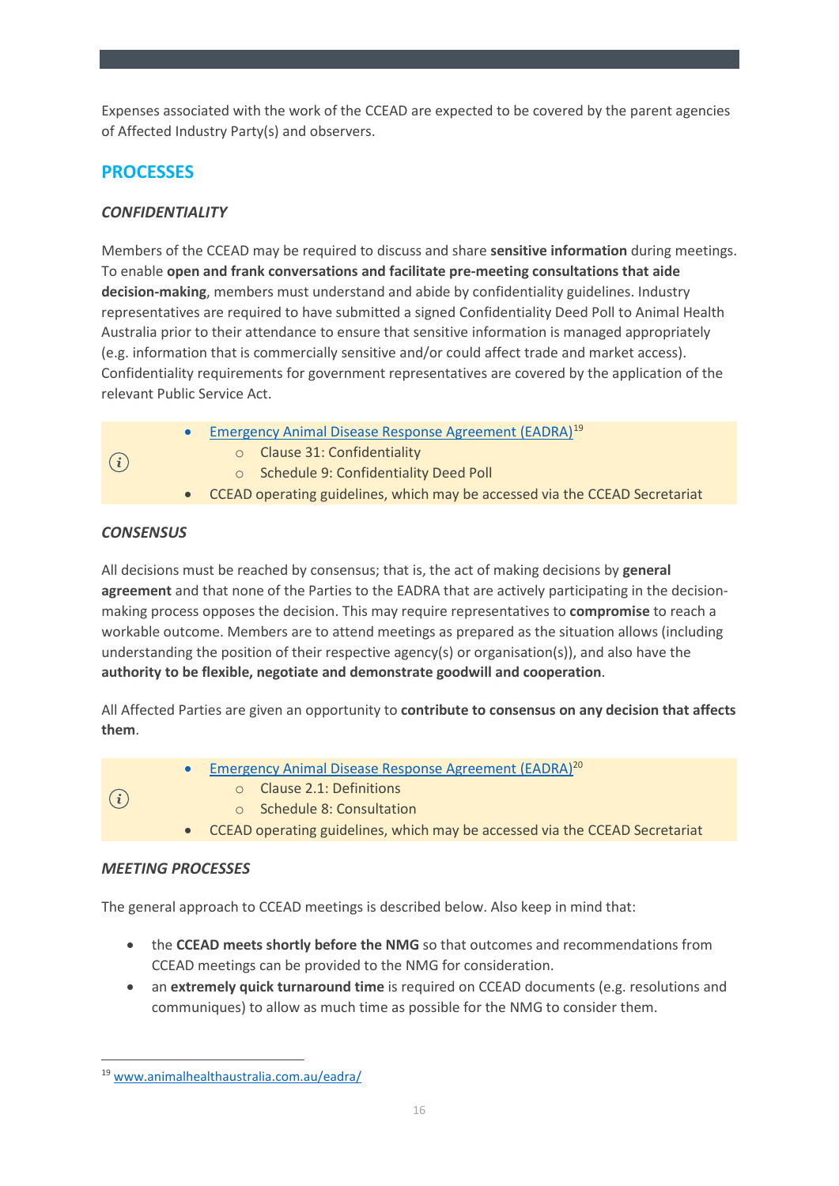Expenses associated with the work of the CCEAD are expected to be covered by the parent agencies of Affected Industry Party(s) and observers.

## PROCESSES

### *CONFIDENTIALITY*

Members of the CCEAD may be required to discuss and share **sensitive information** during meetings. To enable **open and frank conversations and facilitate pre-meeting consultations that aide decision-making**, members must understand and abide by confidentiality guidelines. Industry representatives are required to have submitted a signed Confidentiality Deed Poll to Animal Health Australia prior to their attendance to ensure that sensitive information is managed appropriately (e.g. information that is commercially sensitive and/or could affect trade and market access). Confidentiality requirements for government representatives are covered by the application of the relevant Public Service Act.

- Emergency Animal Disease Response Agreement (EADRA)[19]
  - Clause 31: Confidentiality
  - Schedule 9: Confidentiality Deed Poll
- CCEAD operating guidelines, which may be accessed via the CCEAD Secretariat

### *CONSENSUS*

All decisions must be reached by consensus; that is, the act of making decisions by **general agreement** and that none of the Parties to the EADRA that are actively participating in the decision-making process opposes the decision. This may require representatives to **compromise** to reach a workable outcome. Members are to attend meetings as prepared as the situation allows (including understanding the position of their respective agency(s) or organisation(s)), and also have the **authority to be flexible, negotiate and demonstrate goodwill and cooperation**.

All Affected Parties are given an opportunity to **contribute to consensus on any decision that affects them**.

- Emergency Animal Disease Response Agreement (EADRA)[20]
  - Clause 2.1: Definitions
  - Schedule 8: Consultation
- CCEAD operating guidelines, which may be accessed via the CCEAD Secretariat

### *MEETING PROCESSES*

The general approach to CCEAD meetings is described below. Also keep in mind that:

- the **CCEAD meets shortly before the NMG** so that outcomes and recommendations from CCEAD meetings can be provided to the NMG for consideration.
- an **extremely quick turnaround time** is required on CCEAD documents (e.g. resolutions and communiques) to allow as much time as possible for the NMG to consider them.

[19] www.animalhealthaustralia.com.au/eadra/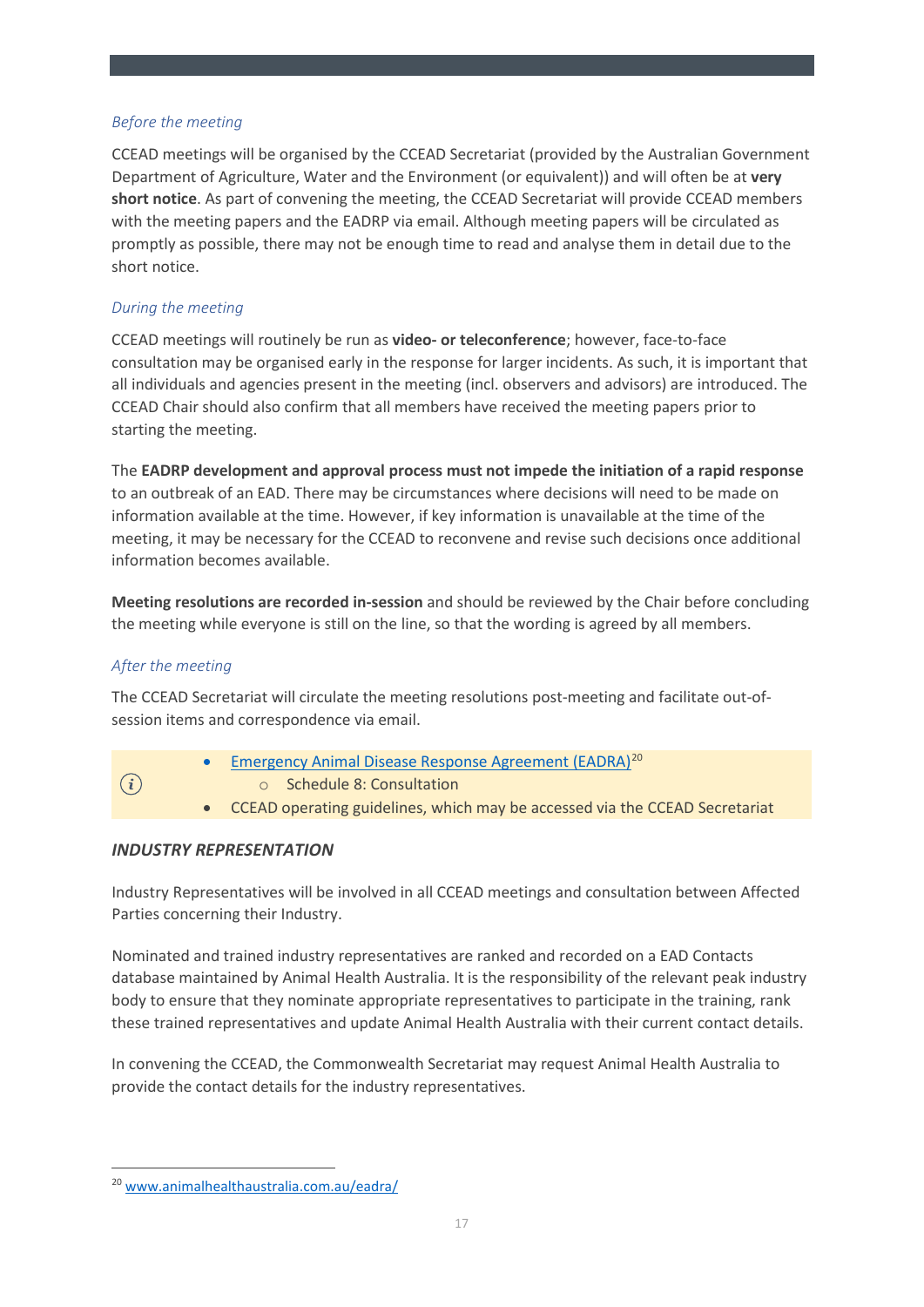*Before the meeting*

CCEAD meetings will be organised by the CCEAD Secretariat (provided by the Australian Government Department of Agriculture, Water and the Environment (or equivalent)) and will often be at **very short notice**. As part of convening the meeting, the CCEAD Secretariat will provide CCEAD members with the meeting papers and the EADRP via email. Although meeting papers will be circulated as promptly as possible, there may not be enough time to read and analyse them in detail due to the short notice.

*During the meeting*

CCEAD meetings will routinely be run as **video- or teleconference**; however, face-to-face consultation may be organised early in the response for larger incidents. As such, it is important that all individuals and agencies present in the meeting (incl. observers and advisors) are introduced. The CCEAD Chair should also confirm that all members have received the meeting papers prior to starting the meeting.

The **EADRP development and approval process must not impede the initiation of a rapid response** to an outbreak of an EAD. There may be circumstances where decisions will need to be made on information available at the time. However, if key information is unavailable at the time of the meeting, it may be necessary for the CCEAD to reconvene and revise such decisions once additional information becomes available.

**Meeting resolutions are recorded in-session** and should be reviewed by the Chair before concluding the meeting while everyone is still on the line, so that the wording is agreed by all members.

*After the meeting*

The CCEAD Secretariat will circulate the meeting resolutions post-meeting and facilitate out-of-session items and correspondence via email.

- Emergency Animal Disease Response Agreement (EADRA)[20]
    - Schedule 8: Consultation
- CCEAD operating guidelines, which may be accessed via the CCEAD Secretariat

### *INDUSTRY REPRESENTATION*

Industry Representatives will be involved in all CCEAD meetings and consultation between Affected Parties concerning their Industry.

Nominated and trained industry representatives are ranked and recorded on a EAD Contacts database maintained by Animal Health Australia. It is the responsibility of the relevant peak industry body to ensure that they nominate appropriate representatives to participate in the training, rank these trained representatives and update Animal Health Australia with their current contact details.

In convening the CCEAD, the Commonwealth Secretariat may request Animal Health Australia to provide the contact details for the industry representatives.

[20] www.animalhealthaustralia.com.au/eadra/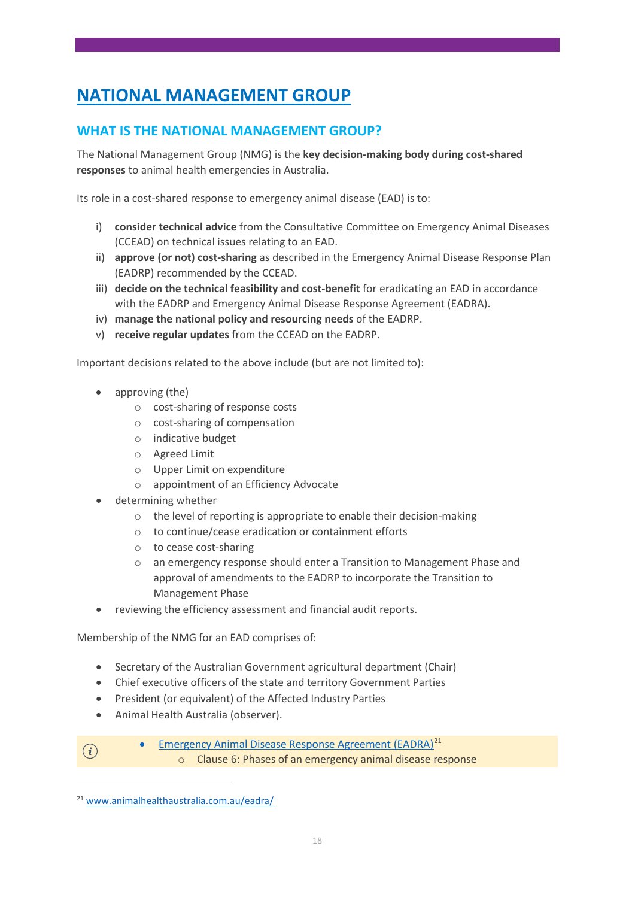# NATIONAL MANAGEMENT GROUP

## WHAT IS THE NATIONAL MANAGEMENT GROUP?

The National Management Group (NMG) is the **key decision-making body during cost-shared responses** to animal health emergencies in Australia.

Its role in a cost-shared response to emergency animal disease (EAD) is to:

i) **consider technical advice** from the Consultative Committee on Emergency Animal Diseases (CCEAD) on technical issues relating to an EAD.
ii) **approve (or not) cost-sharing** as described in the Emergency Animal Disease Response Plan (EADRP) recommended by the CCEAD.
iii) **decide on the technical feasibility and cost-benefit** for eradicating an EAD in accordance with the EADRP and Emergency Animal Disease Response Agreement (EADRA).
iv) **manage the national policy and resourcing needs** of the EADRP.
v) **receive regular updates** from the CCEAD on the EADRP.

Important decisions related to the above include (but are not limited to):

- approving (the)
  - cost-sharing of response costs
  - cost-sharing of compensation
  - indicative budget
  - Agreed Limit
  - Upper Limit on expenditure
  - appointment of an Efficiency Advocate
- determining whether
  - the level of reporting is appropriate to enable their decision-making
  - to continue/cease eradication or containment efforts
  - to cease cost-sharing
  - an emergency response should enter a Transition to Management Phase and approval of amendments to the EADRP to incorporate the Transition to Management Phase
- reviewing the efficiency assessment and financial audit reports.

Membership of the NMG for an EAD comprises of:

- Secretary of the Australian Government agricultural department (Chair)
- Chief executive officers of the state and territory Government Parties
- President (or equivalent) of the Affected Industry Parties
- Animal Health Australia (observer).

- Emergency Animal Disease Response Agreement (EADRA)[21]
  - Clause 6: Phases of an emergency animal disease response

[21] www.animalhealthaustralia.com.au/eadra/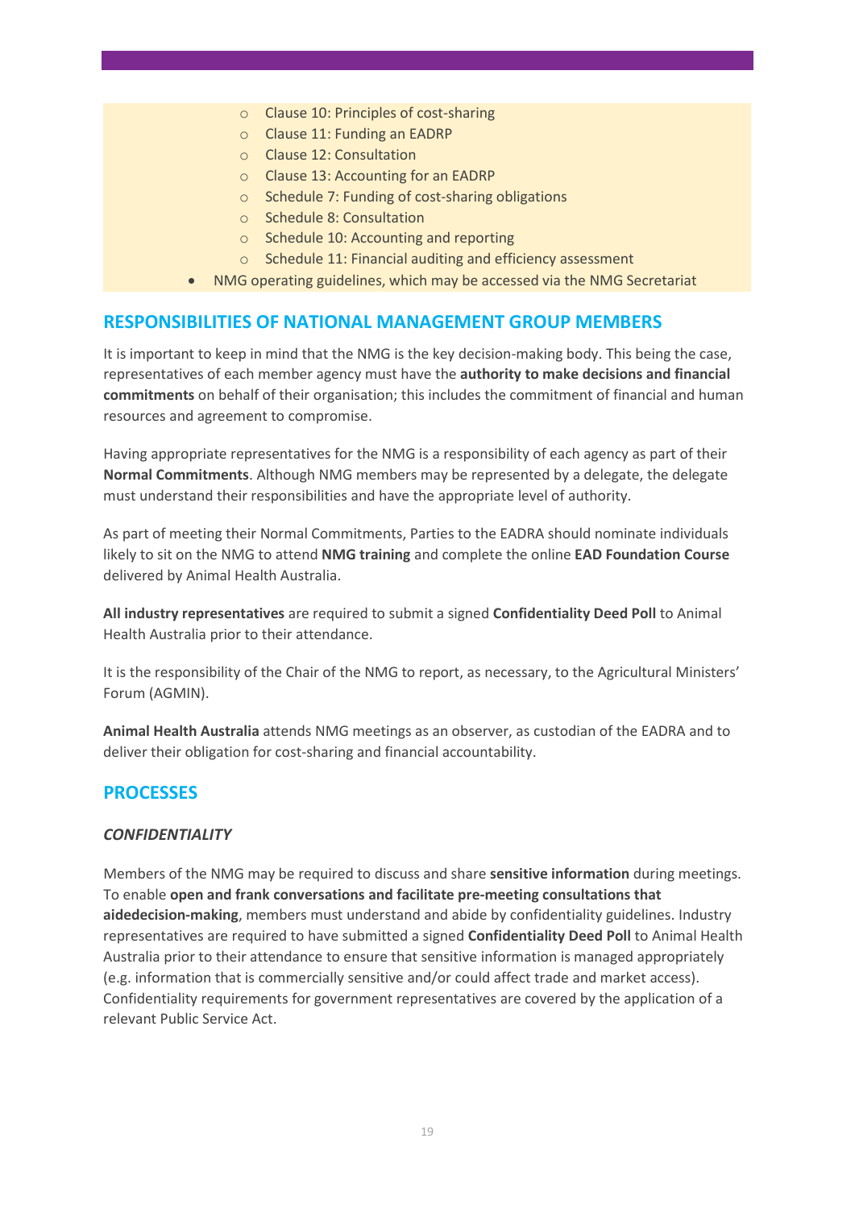- Clause 10: Principles of cost-sharing
    - Clause 11: Funding an EADRP
    - Clause 12: Consultation
    - Clause 13: Accounting for an EADRP
    - Schedule 7: Funding of cost-sharing obligations
    - Schedule 8: Consultation
    - Schedule 10: Accounting and reporting
    - Schedule 11: Financial auditing and efficiency assessment
- NMG operating guidelines, which may be accessed via the NMG Secretariat

## RESPONSIBILITIES OF NATIONAL MANAGEMENT GROUP MEMBERS

It is important to keep in mind that the NMG is the key decision-making body. This being the case, representatives of each member agency must have the **authority to make decisions and financial commitments** on behalf of their organisation; this includes the commitment of financial and human resources and agreement to compromise.

Having appropriate representatives for the NMG is a responsibility of each agency as part of their **Normal Commitments**. Although NMG members may be represented by a delegate, the delegate must understand their responsibilities and have the appropriate level of authority.

As part of meeting their Normal Commitments, Parties to the EADRA should nominate individuals likely to sit on the NMG to attend **NMG training** and complete the online **EAD Foundation Course** delivered by Animal Health Australia.

**All industry representatives** are required to submit a signed **Confidentiality Deed Poll** to Animal Health Australia prior to their attendance.

It is the responsibility of the Chair of the NMG to report, as necessary, to the Agricultural Ministers' Forum (AGMIN).

**Animal Health Australia** attends NMG meetings as an observer, as custodian of the EADRA and to deliver their obligation for cost-sharing and financial accountability.

## PROCESSES

### *CONFIDENTIALITY*

Members of the NMG may be required to discuss and share **sensitive information** during meetings. To enable **open and frank conversations and facilitate pre-meeting consultations that aidedecision-making**, members must understand and abide by confidentiality guidelines. Industry representatives are required to have submitted a signed **Confidentiality Deed Poll** to Animal Health Australia prior to their attendance to ensure that sensitive information is managed appropriately (e.g. information that is commercially sensitive and/or could affect trade and market access). Confidentiality requirements for government representatives are covered by the application of a relevant Public Service Act.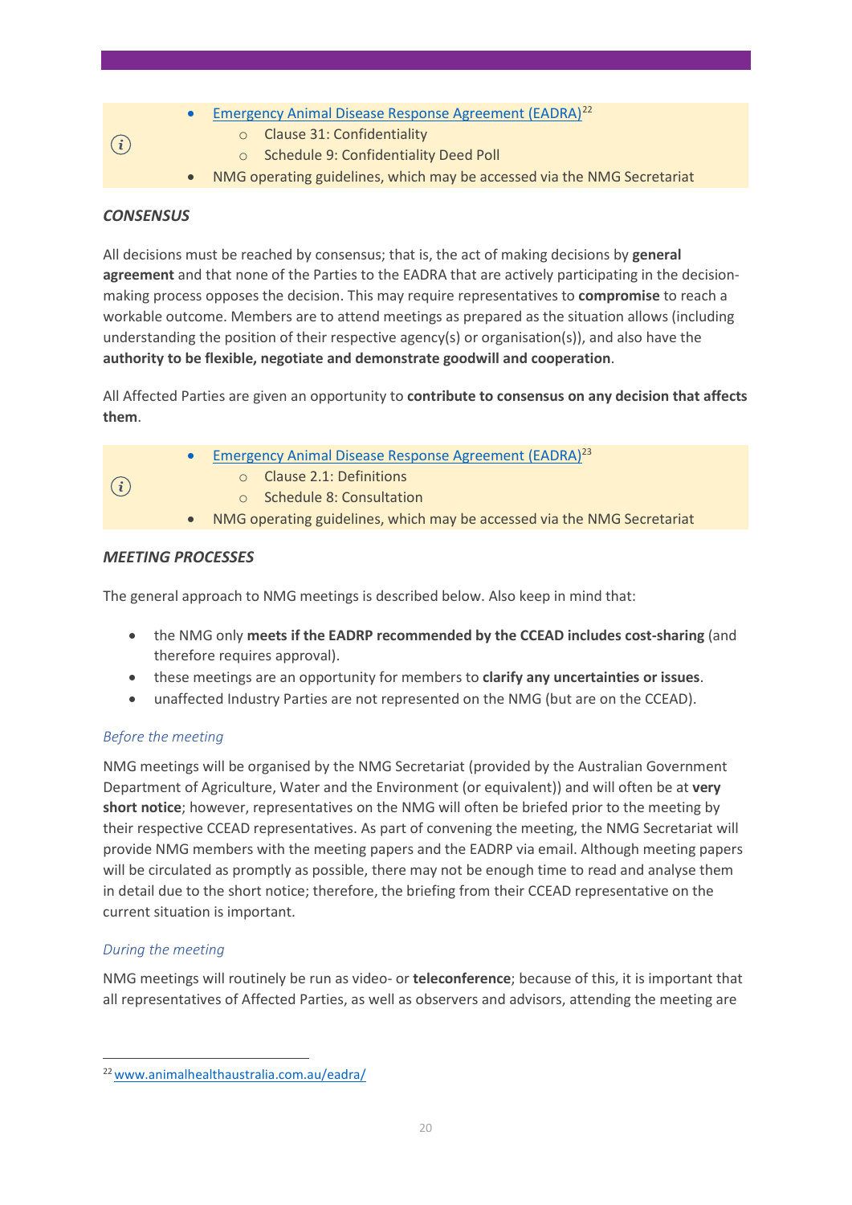- Emergency Animal Disease Response Agreement (EADRA)[22]
  - Clause 31: Confidentiality
  - Schedule 9: Confidentiality Deed Poll
- NMG operating guidelines, which may be accessed via the NMG Secretariat

### *CONSENSUS*

All decisions must be reached by consensus; that is, the act of making decisions by **general agreement** and that none of the Parties to the EADRA that are actively participating in the decision-making process opposes the decision. This may require representatives to **compromise** to reach a workable outcome. Members are to attend meetings as prepared as the situation allows (including understanding the position of their respective agency(s) or organisation(s)), and also have the **authority to be flexible, negotiate and demonstrate goodwill and cooperation**.

All Affected Parties are given an opportunity to **contribute to consensus on any decision that affects them**.

- Emergency Animal Disease Response Agreement (EADRA)[23]
  - Clause 2.1: Definitions
  - Schedule 8: Consultation
- NMG operating guidelines, which may be accessed via the NMG Secretariat

### *MEETING PROCESSES*

The general approach to NMG meetings is described below. Also keep in mind that:

- the NMG only **meets if the EADRP recommended by the CCEAD includes cost-sharing** (and therefore requires approval).
- these meetings are an opportunity for members to **clarify any uncertainties or issues**.
- unaffected Industry Parties are not represented on the NMG (but are on the CCEAD).

#### *Before the meeting*

NMG meetings will be organised by the NMG Secretariat (provided by the Australian Government Department of Agriculture, Water and the Environment (or equivalent)) and will often be at **very short notice**; however, representatives on the NMG will often be briefed prior to the meeting by their respective CCEAD representatives. As part of convening the meeting, the NMG Secretariat will provide NMG members with the meeting papers and the EADRP via email. Although meeting papers will be circulated as promptly as possible, there may not be enough time to read and analyse them in detail due to the short notice; therefore, the briefing from their CCEAD representative on the current situation is important.

#### *During the meeting*

NMG meetings will routinely be run as video- or **teleconference**; because of this, it is important that all representatives of Affected Parties, as well as observers and advisors, attending the meeting are

[22] www.animalhealthaustralia.com.au/eadra/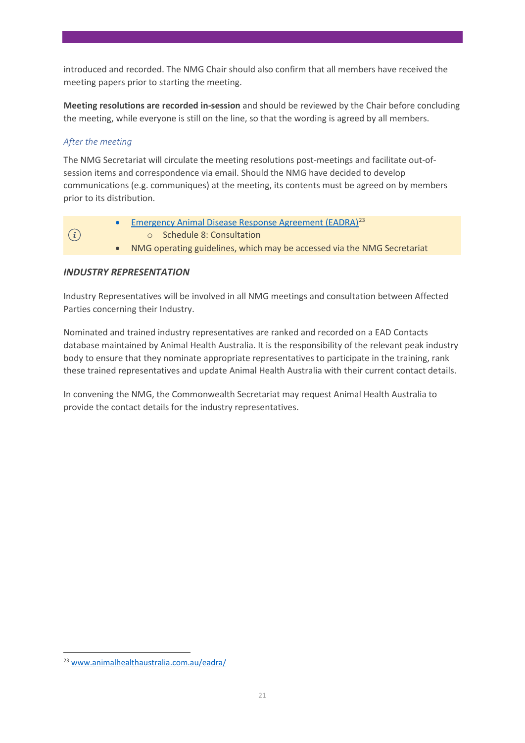introduced and recorded. The NMG Chair should also confirm that all members have received the meeting papers prior to starting the meeting.

**Meeting resolutions are recorded in-session** and should be reviewed by the Chair before concluding the meeting, while everyone is still on the line, so that the wording is agreed by all members.

*After the meeting*

The NMG Secretariat will circulate the meeting resolutions post-meetings and facilitate out-of-session items and correspondence via email. Should the NMG have decided to develop communications (e.g. communiques) at the meeting, its contents must be agreed on by members prior to its distribution.

- [Emergency Animal Disease Response Agreement (EADRA)](www.animalhealthaustralia.com.au/eadra/)[23]
    - Schedule 8: Consultation
- NMG operating guidelines, which may be accessed via the NMG Secretariat

***INDUSTRY REPRESENTATION***

Industry Representatives will be involved in all NMG meetings and consultation between Affected Parties concerning their Industry.

Nominated and trained industry representatives are ranked and recorded on a EAD Contacts database maintained by Animal Health Australia. It is the responsibility of the relevant peak industry body to ensure that they nominate appropriate representatives to participate in the training, rank these trained representatives and update Animal Health Australia with their current contact details.

In convening the NMG, the Commonwealth Secretariat may request Animal Health Australia to provide the contact details for the industry representatives.

[23] www.animalhealthaustralia.com.au/eadra/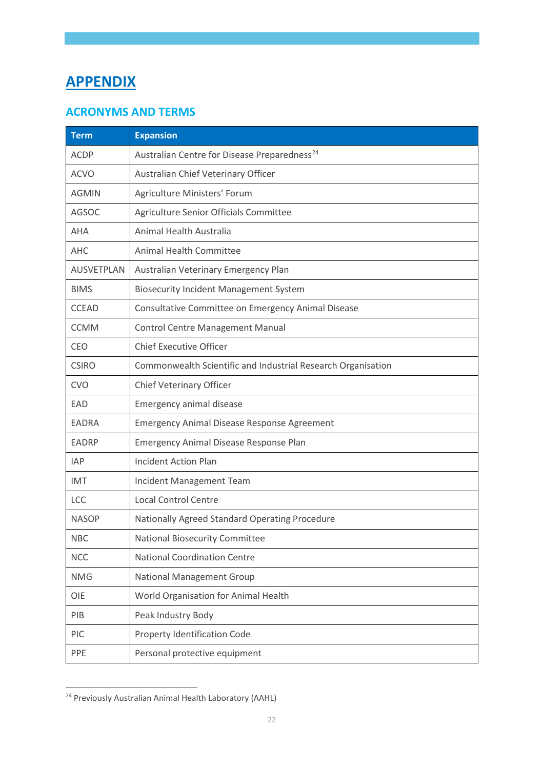# APPENDIX

## ACRONYMS AND TERMS

| Term | Expansion |
|---|---|
| ACDP | Australian Centre for Disease Preparedness[24] |
| ACVO | Australian Chief Veterinary Officer |
| AGMIN | Agriculture Ministers' Forum |
| AGSOC | Agriculture Senior Officials Committee |
| AHA | Animal Health Australia |
| AHC | Animal Health Committee |
| AUSVETPLAN | Australian Veterinary Emergency Plan |
| BIMS | Biosecurity Incident Management System |
| CCEAD | Consultative Committee on Emergency Animal Disease |
| CCMM | Control Centre Management Manual |
| CEO | Chief Executive Officer |
| CSIRO | Commonwealth Scientific and Industrial Research Organisation |
| CVO | Chief Veterinary Officer |
| EAD | Emergency animal disease |
| EADRA | Emergency Animal Disease Response Agreement |
| EADRP | Emergency Animal Disease Response Plan |
| IAP | Incident Action Plan |
| IMT | Incident Management Team |
| LCC | Local Control Centre |
| NASOP | Nationally Agreed Standard Operating Procedure |
| NBC | National Biosecurity Committee |
| NCC | National Coordination Centre |
| NMG | National Management Group |
| OIE | World Organisation for Animal Health |
| PIB | Peak Industry Body |
| PIC | Property Identification Code |
| PPE | Personal protective equipment |

[24] Previously Australian Animal Health Laboratory (AAHL)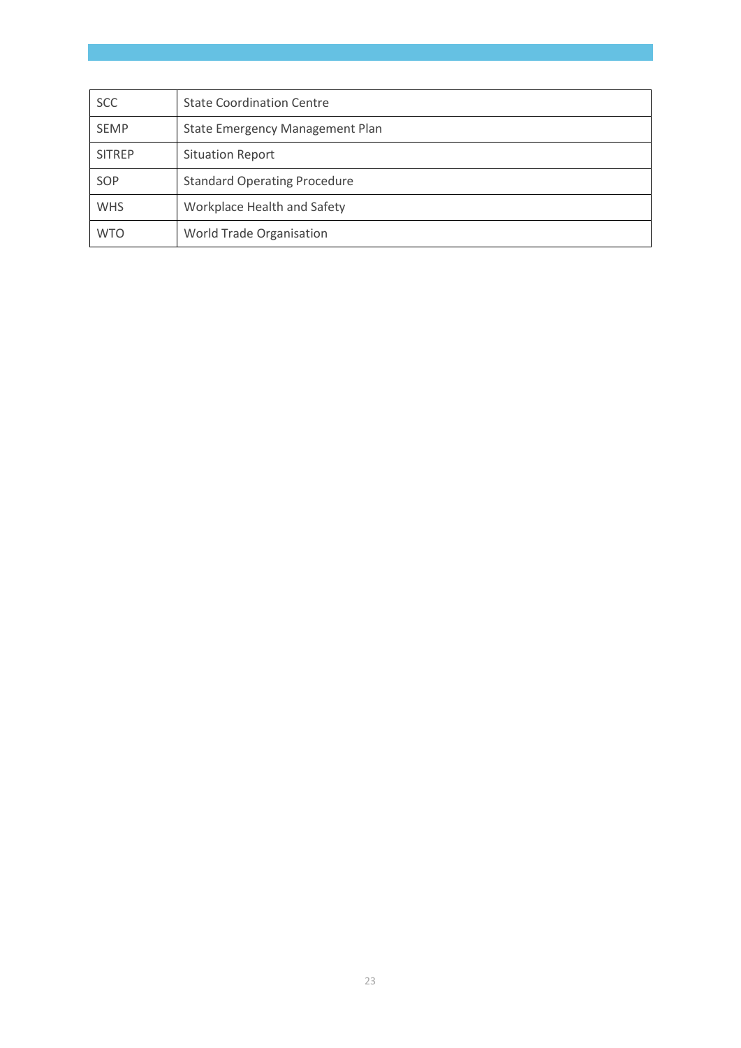| SCC | State Coordination Centre |
|---|---|
| SEMP | State Emergency Management Plan |
| SITREP | Situation Report |
| SOP | Standard Operating Procedure |
| WHS | Workplace Health and Safety |
| WTO | World Trade Organisation |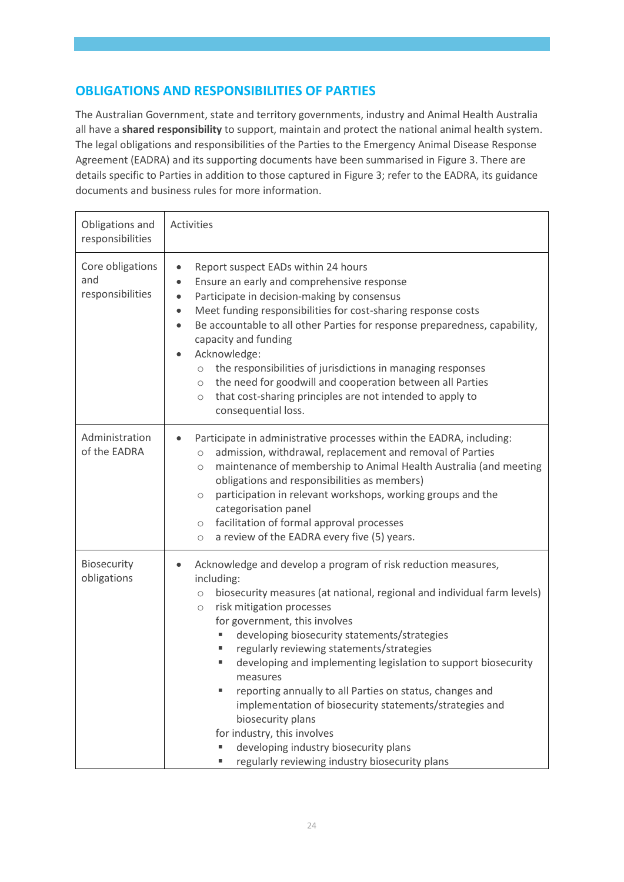## OBLIGATIONS AND RESPONSIBILITIES OF PARTIES

The Australian Government, state and territory governments, industry and Animal Health Australia all have a **shared responsibility** to support, maintain and protect the national animal health system. The legal obligations and responsibilities of the Parties to the Emergency Animal Disease Response Agreement (EADRA) and its supporting documents have been summarised in Figure 3. There are details specific to Parties in addition to those captured in Figure 3; refer to the EADRA, its guidance documents and business rules for more information.

| Obligations and responsibilities | Activities |
|---|---|
| Core obligations and responsibilities | • Report suspect EADs within 24 hours<br>• Ensure an early and comprehensive response<br>• Participate in decision-making by consensus<br>• Meet funding responsibilities for cost-sharing response costs<br>• Be accountable to all other Parties for response preparedness, capability, capacity and funding<br>• Acknowledge:<br>  ○ the responsibilities of jurisdictions in managing responses<br>  ○ the need for goodwill and cooperation between all Parties<br>  ○ that cost-sharing principles are not intended to apply to consequential loss. |
| Administration of the EADRA | • Participate in administrative processes within the EADRA, including:<br>  ○ admission, withdrawal, replacement and removal of Parties<br>  ○ maintenance of membership to Animal Health Australia (and meeting obligations and responsibilities as members)<br>  ○ participation in relevant workshops, working groups and the categorisation panel<br>  ○ facilitation of formal approval processes<br>  ○ a review of the EADRA every five (5) years. |
| Biosecurity obligations | • Acknowledge and develop a program of risk reduction measures, including:<br>  ○ biosecurity measures (at national, regional and individual farm levels)<br>  ○ risk mitigation processes<br>  for government, this involves<br>    ▪ developing biosecurity statements/strategies<br>    ▪ regularly reviewing statements/strategies<br>    ▪ developing and implementing legislation to support biosecurity measures<br>    ▪ reporting annually to all Parties on status, changes and implementation of biosecurity statements/strategies and biosecurity plans<br>  for industry, this involves<br>    ▪ developing industry biosecurity plans<br>    ▪ regularly reviewing industry biosecurity plans |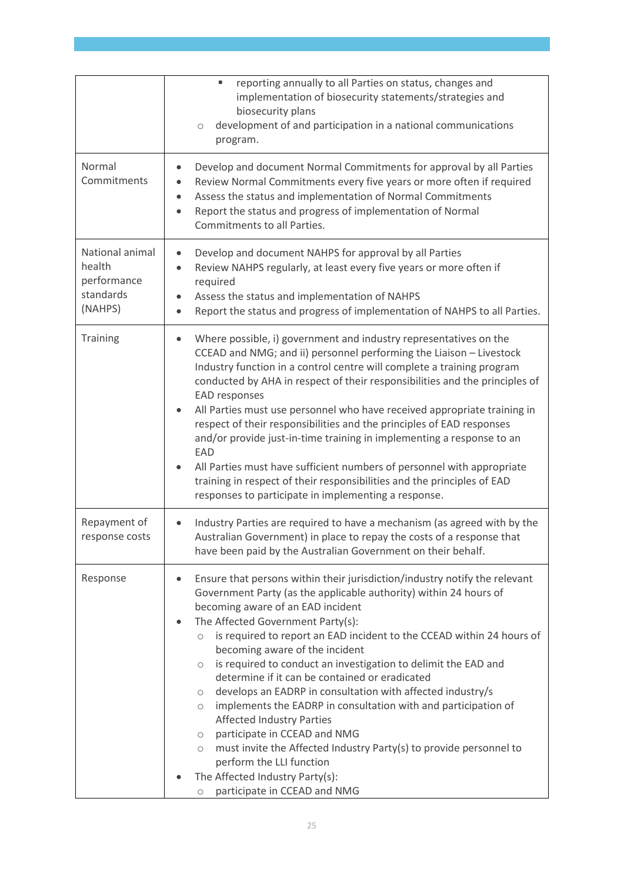| | |
|---|---|
| | ▪ reporting annually to all Parties on status, changes and implementation of biosecurity statements/strategies and biosecurity plans<br>○ development of and participation in a national communications program. |
| Normal Commitments | • Develop and document Normal Commitments for approval by all Parties<br>• Review Normal Commitments every five years or more often if required<br>• Assess the status and implementation of Normal Commitments<br>• Report the status and progress of implementation of Normal Commitments to all Parties. |
| National animal health performance standards (NAHPS) | • Develop and document NAHPS for approval by all Parties<br>• Review NAHPS regularly, at least every five years or more often if required<br>• Assess the status and implementation of NAHPS<br>• Report the status and progress of implementation of NAHPS to all Parties. |
| Training | • Where possible, i) government and industry representatives on the CCEAD and NMG; and ii) personnel performing the Liaison – Livestock Industry function in a control centre will complete a training program conducted by AHA in respect of their responsibilities and the principles of EAD responses<br>• All Parties must use personnel who have received appropriate training in respect of their responsibilities and the principles of EAD responses and/or provide just-in-time training in implementing a response to an EAD<br>• All Parties must have sufficient numbers of personnel with appropriate training in respect of their responsibilities and the principles of EAD responses to participate in implementing a response. |
| Repayment of response costs | • Industry Parties are required to have a mechanism (as agreed with by the Australian Government) in place to repay the costs of a response that have been paid by the Australian Government on their behalf. |
| Response | • Ensure that persons within their jurisdiction/industry notify the relevant Government Party (as the applicable authority) within 24 hours of becoming aware of an EAD incident<br>• The Affected Government Party(s):<br>○ is required to report an EAD incident to the CCEAD within 24 hours of becoming aware of the incident<br>○ is required to conduct an investigation to delimit the EAD and determine if it can be contained or eradicated<br>○ develops an EADRP in consultation with affected industry/s<br>○ implements the EADRP in consultation with and participation of Affected Industry Parties<br>○ participate in CCEAD and NMG<br>○ must invite the Affected Industry Party(s) to provide personnel to perform the LLI function<br>• The Affected Industry Party(s):<br>○ participate in CCEAD and NMG |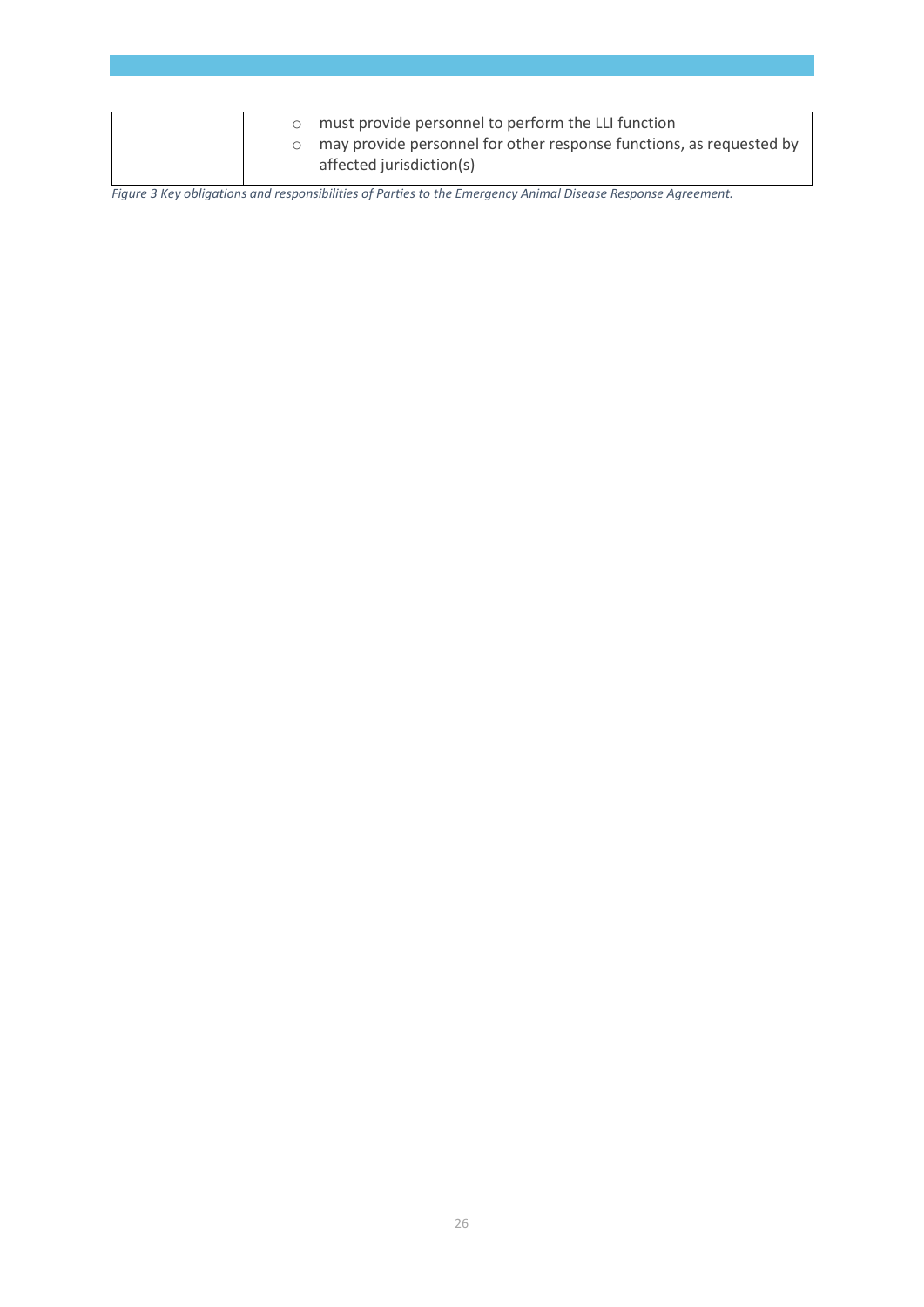| | |
|---|---|
| | ○ must provide personnel to perform the LLI function<br>○ may provide personnel for other response functions, as requested by affected jurisdiction(s) |

*Figure 3 Key obligations and responsibilities of Parties to the Emergency Animal Disease Response Agreement.*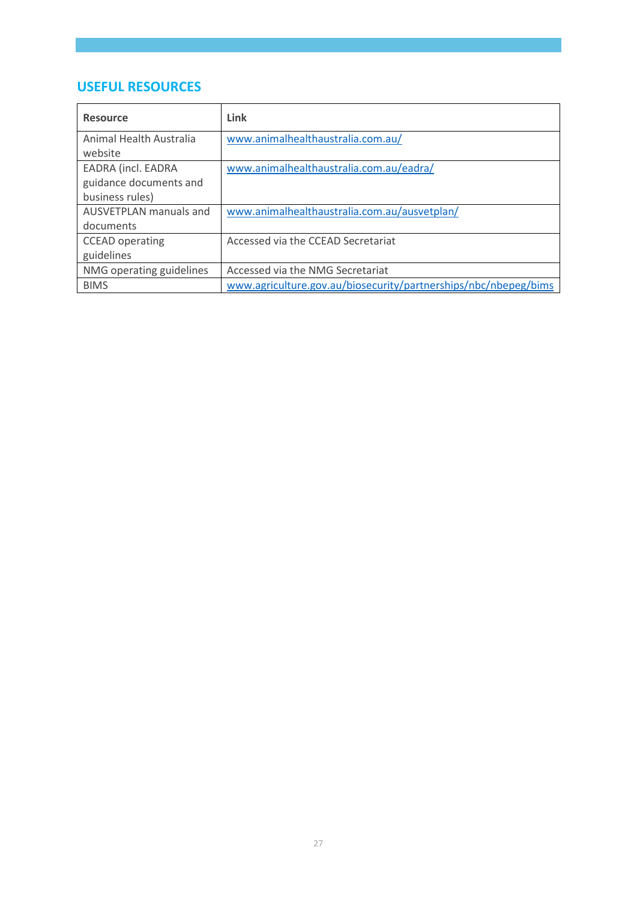## USEFUL RESOURCES

| Resource | Link |
|---|---|
| Animal Health Australia website | www.animalhealthaustralia.com.au/ |
| EADRA (incl. EADRA guidance documents and business rules) | www.animalhealthaustralia.com.au/eadra/ |
| AUSVETPLAN manuals and documents | www.animalhealthaustralia.com.au/ausvetplan/ |
| CCEAD operating guidelines | Accessed via the CCEAD Secretariat |
| NMG operating guidelines | Accessed via the NMG Secretariat |
| BIMS | www.agriculture.gov.au/biosecurity/partnerships/nbc/nbepeg/bims |